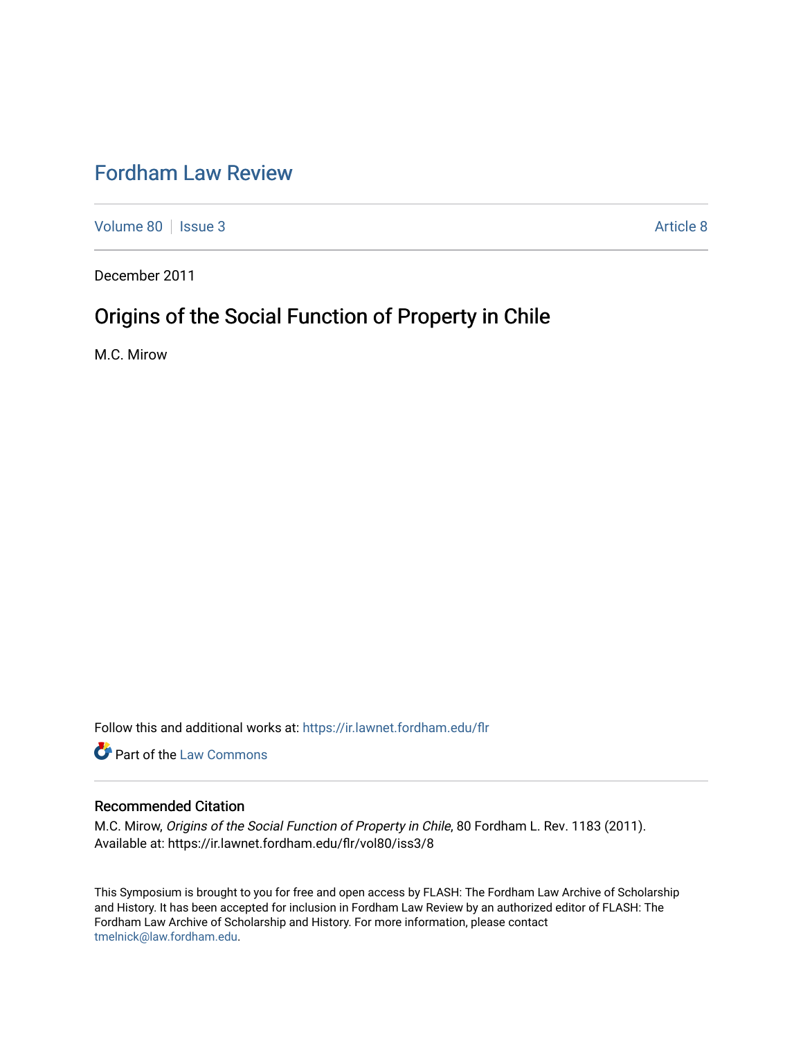# Fordham Law Review

Volume 80 | Issue 3 — Article 8

December 2011

## Origins of the Social Function of Property in Chile

M.C. Mirow

Follow this and additional works at: https://ir.lawnet.fordham.edu/flr

Part of the Law Commons

### Recommended Citation

M.C. Mirow, *Origins of the Social Function of Property in Chile*, 80 Fordham L. Rev. 1183 (2011).
Available at: https://ir.lawnet.fordham.edu/flr/vol80/iss3/8

This Symposium is brought to you for free and open access by FLASH: The Fordham Law Archive of Scholarship and History. It has been accepted for inclusion in Fordham Law Review by an authorized editor of FLASH: The Fordham Law Archive of Scholarship and History. For more information, please contact tmelnick@law.fordham.edu.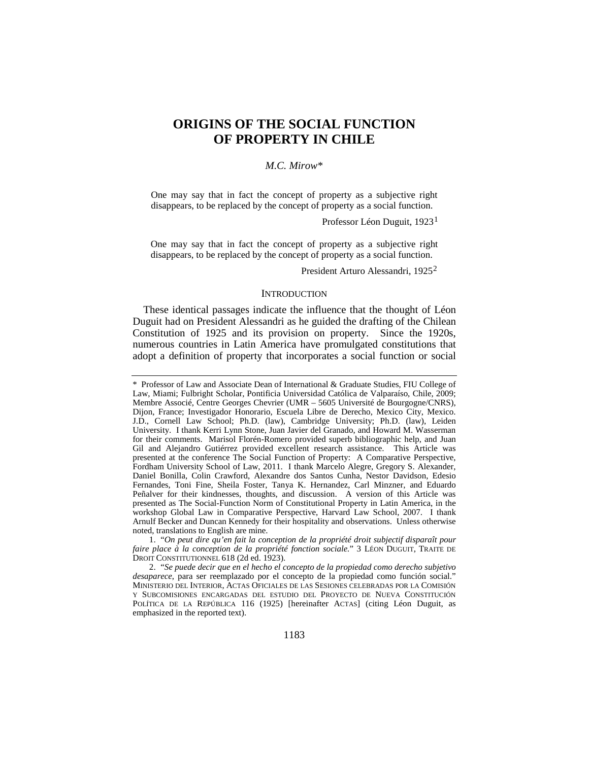# ORIGINS OF THE SOCIAL FUNCTION OF PROPERTY IN CHILE

*M.C. Mirow**

> One may say that in fact the concept of property as a subjective right disappears, to be replaced by the concept of property as a social function.
>
> Professor Léon Duguit, 1923[1]

> One may say that in fact the concept of property as a subjective right disappears, to be replaced by the concept of property as a social function.
>
> President Arturo Alessandri, 1925[2]

## INTRODUCTION

These identical passages indicate the influence that the thought of Léon Duguit had on President Alessandri as he guided the drafting of the Chilean Constitution of 1925 and its provision on property. Since the 1920s, numerous countries in Latin America have promulgated constitutions that adopt a definition of property that incorporates a social function or social

---

\* Professor of Law and Associate Dean of International & Graduate Studies, FIU College of Law, Miami; Fulbright Scholar, Pontificia Universidad Católica de Valparaíso, Chile, 2009; Membre Associé, Centre Georges Chevrier (UMR – 5605 Université de Bourgogne/CNRS), Dijon, France; Investigador Honorario, Escuela Libre de Derecho, Mexico City, Mexico. J.D., Cornell Law School; Ph.D. (law), Cambridge University; Ph.D. (law), Leiden University. I thank Kerri Lynn Stone, Juan Javier del Granado, and Howard M. Wasserman for their comments. Marisol Florén-Romero provided superb bibliographic help, and Juan Gil and Alejandro Gutiérrez provided excellent research assistance. This Article was presented at the conference The Social Function of Property: A Comparative Perspective, Fordham University School of Law, 2011. I thank Marcelo Alegre, Gregory S. Alexander, Daniel Bonilla, Colin Crawford, Alexandre dos Santos Cunha, Nestor Davidson, Edesio Fernandes, Toni Fine, Sheila Foster, Tanya K. Hernandez, Carl Minzner, and Eduardo Peñalver for their kindnesses, thoughts, and discussion. A version of this Article was presented as The Social-Function Norm of Constitutional Property in Latin America, in the workshop Global Law in Comparative Perspective, Harvard Law School, 2007. I thank Arnulf Becker and Duncan Kennedy for their hospitality and observations. Unless otherwise noted, translations to English are mine.

1. "*On peut dire qu'en fait la conception de la propriété droit subjectif disparaît pour faire place à la conception de la propriété fonction sociale.*" 3 LÉON DUGUIT, TRAITE DE DROIT CONSTITUTIONNEL 618 (2d ed. 1923).

2. "*Se puede decir que en el hecho el concepto de la propiedad como derecho subjetivo desaparece*, para ser reemplazado por el concepto de la propiedad como función social." MINISTERIO DEL INTERIOR, ACTAS OFICIALES DE LAS SESIONES CELEBRADAS POR LA COMISIÓN Y SUBCOMISIONES ENCARGADAS DEL ESTUDIO DEL PROYECTO DE NUEVA CONSTITUCIÓN POLÍTICA DE LA REPÚBLICA 116 (1925) [hereinafter ACTAS] (citing Léon Duguit, as emphasized in the reported text).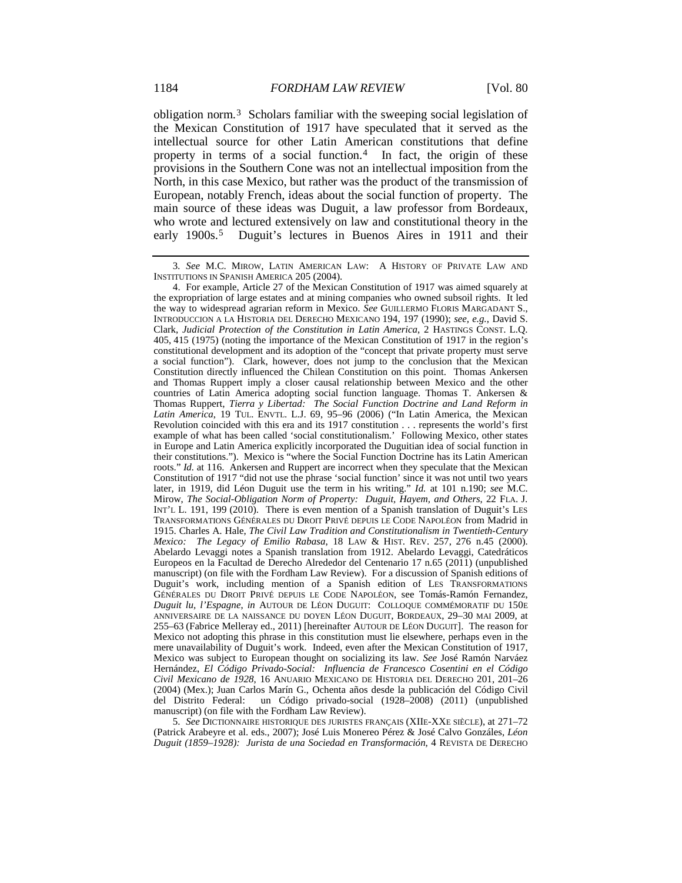obligation norm.[3] Scholars familiar with the sweeping social legislation of the Mexican Constitution of 1917 have speculated that it served as the intellectual source for other Latin American constitutions that define property in terms of a social function.[4] In fact, the origin of these provisions in the Southern Cone was not an intellectual imposition from the North, in this case Mexico, but rather was the product of the transmission of European, notably French, ideas about the social function of property. The main source of these ideas was Duguit, a law professor from Bordeaux, who wrote and lectured extensively on law and constitutional theory in the early 1900s.[5] Duguit's lectures in Buenos Aires in 1911 and their

---

3. *See* M.C. MIROW, LATIN AMERICAN LAW: A HISTORY OF PRIVATE LAW AND INSTITUTIONS IN SPANISH AMERICA 205 (2004).

4. For example, Article 27 of the Mexican Constitution of 1917 was aimed squarely at the expropriation of large estates and at mining companies who owned subsoil rights. It led the way to widespread agrarian reform in Mexico. *See* GUILLERMO FLORIS MARGADANT S., INTRODUCCION A LA HISTORIA DEL DERECHO MEXICANO 194, 197 (1990); *see, e.g.*, David S. Clark, *Judicial Protection of the Constitution in Latin America*, 2 HASTINGS CONST. L.Q. 405, 415 (1975) (noting the importance of the Mexican Constitution of 1917 in the region's constitutional development and its adoption of the "concept that private property must serve a social function"). Clark, however, does not jump to the conclusion that the Mexican Constitution directly influenced the Chilean Constitution on this point. Thomas Ankersen and Thomas Ruppert imply a closer causal relationship between Mexico and the other countries of Latin America adopting social function language. Thomas T. Ankersen & Thomas Ruppert, *Tierra y Libertad: The Social Function Doctrine and Land Reform in Latin America*, 19 TUL. ENVTL. L.J. 69, 95–96 (2006) ("In Latin America, the Mexican Revolution coincided with this era and its 1917 constitution . . . represents the world's first example of what has been called 'social constitutionalism.' Following Mexico, other states in Europe and Latin America explicitly incorporated the Duguitian idea of social function in their constitutions."). Mexico is "where the Social Function Doctrine has its Latin American roots." *Id.* at 116. Ankersen and Ruppert are incorrect when they speculate that the Mexican Constitution of 1917 "did not use the phrase 'social function' since it was not until two years later, in 1919, did Léon Duguit use the term in his writing." *Id.* at 101 n.190; *see* M.C. Mirow, *The Social-Obligation Norm of Property: Duguit, Hayem, and Others*, 22 FLA. J. INT'L L. 191, 199 (2010). There is even mention of a Spanish translation of Duguit's LES TRANSFORMATIONS GÉNÉRALES DU DROIT PRIVÉ DEPUIS LE CODE NAPOLÉON from Madrid in 1915. Charles A. Hale, *The Civil Law Tradition and Constitutionalism in Twentieth-Century Mexico: The Legacy of Emilio Rabasa*, 18 LAW & HIST. REV. 257, 276 n.45 (2000). Abelardo Levaggi notes a Spanish translation from 1912. Abelardo Levaggi, Catedráticos Europeos en la Facultad de Derecho Alrededor del Centenario 17 n.65 (2011) (unpublished manuscript) (on file with the Fordham Law Review). For a discussion of Spanish editions of Duguit's work, including mention of a Spanish edition of LES TRANSFORMATIONS GÉNÉRALES DU DROIT PRIVÉ DEPUIS LE CODE NAPOLÉON, see Tomás-Ramón Fernandez, *Duguit lu, l'Espagne*, *in* AUTOUR DE LÉON DUGUIT: COLLOQUE COMMÉMORATIF DU 150E ANNIVERSAIRE DE LA NAISSANCE DU DOYEN LÉON DUGUIT, BORDEAUX, 29–30 MAI 2009, at 255–63 (Fabrice Melleray ed., 2011) [hereinafter AUTOUR DE LÉON DUGUIT]. The reason for Mexico not adopting this phrase in this constitution must lie elsewhere, perhaps even in the mere unavailability of Duguit's work. Indeed, even after the Mexican Constitution of 1917, Mexico was subject to European thought on socializing its law. *See* José Ramón Narváez Hernández, *El Código Privado-Social: Influencia de Francesco Cosentini en el Código Civil Mexicano de 1928*, 16 ANUARIO MEXICANO DE HISTORIA DEL DERECHO 201, 201–26 (2004) (Mex.); Juan Carlos Marín G., Ochenta años desde la publicación del Código Civil del Distrito Federal: un Código privado-social (1928–2008) (2011) (unpublished manuscript) (on file with the Fordham Law Review).

5. *See* DICTIONNAIRE HISTORIQUE DES JURISTES FRANÇAIS (XIIE-XXE SIÈCLE), at 271–72 (Patrick Arabeyre et al. eds., 2007); José Luis Monereo Pérez & José Calvo Gonzáles, *Léon Duguit (1859–1928): Jurista de una Sociedad en Transformación*, 4 REVISTA DE DERECHO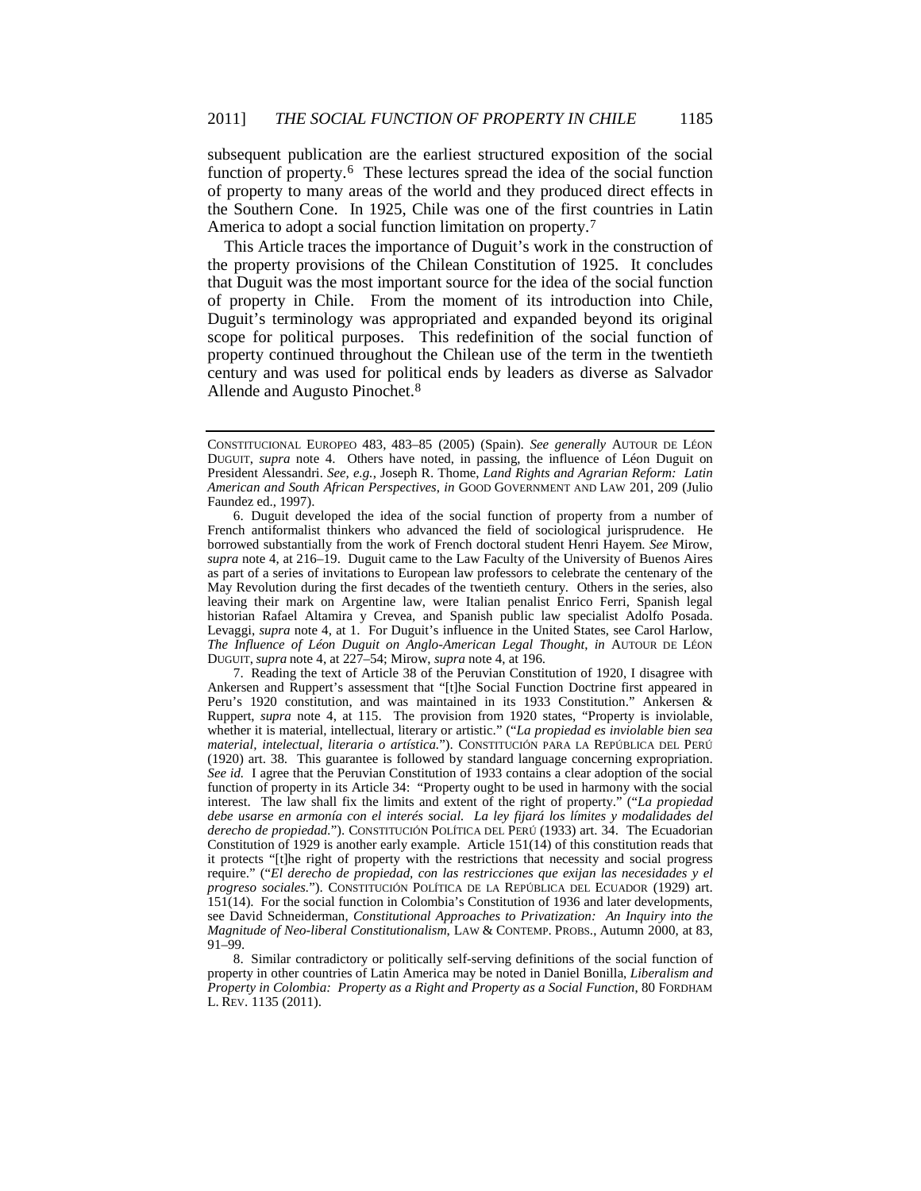subsequent publication are the earliest structured exposition of the social function of property.[6] These lectures spread the idea of the social function of property to many areas of the world and they produced direct effects in the Southern Cone. In 1925, Chile was one of the first countries in Latin America to adopt a social function limitation on property.[7]

This Article traces the importance of Duguit's work in the construction of the property provisions of the Chilean Constitution of 1925. It concludes that Duguit was the most important source for the idea of the social function of property in Chile. From the moment of its introduction into Chile, Duguit's terminology was appropriated and expanded beyond its original scope for political purposes. This redefinition of the social function of property continued throughout the Chilean use of the term in the twentieth century and was used for political ends by leaders as diverse as Salvador Allende and Augusto Pinochet.[8]

---

CONSTITUCIONAL EUROPEO 483, 483–85 (2005) (Spain). *See generally* AUTOUR DE LÉON DUGUIT, *supra* note 4. Others have noted, in passing, the influence of Léon Duguit on President Alessandri. *See, e.g.*, Joseph R. Thome, *Land Rights and Agrarian Reform: Latin American and South African Perspectives*, *in* GOOD GOVERNMENT AND LAW 201, 209 (Julio Faundez ed., 1997).

6. Duguit developed the idea of the social function of property from a number of French antiformalist thinkers who advanced the field of sociological jurisprudence. He borrowed substantially from the work of French doctoral student Henri Hayem. *See* Mirow, *supra* note 4, at 216–19. Duguit came to the Law Faculty of the University of Buenos Aires as part of a series of invitations to European law professors to celebrate the centenary of the May Revolution during the first decades of the twentieth century. Others in the series, also leaving their mark on Argentine law, were Italian penalist Enrico Ferri, Spanish legal historian Rafael Altamira y Crevea, and Spanish public law specialist Adolfo Posada. Levaggi, *supra* note 4, at 1. For Duguit's influence in the United States, see Carol Harlow, *The Influence of Léon Duguit on Anglo-American Legal Thought*, *in* AUTOUR DE LÉON DUGUIT, *supra* note 4, at 227–54; Mirow, *supra* note 4, at 196.

7. Reading the text of Article 38 of the Peruvian Constitution of 1920, I disagree with Ankersen and Ruppert's assessment that "[t]he Social Function Doctrine first appeared in Peru's 1920 constitution, and was maintained in its 1933 Constitution." Ankersen & Ruppert, *supra* note 4, at 115. The provision from 1920 states, "Property is inviolable, whether it is material, intellectual, literary or artistic." ("*La propiedad es inviolable bien sea material, intelectual, literaria o artística.*"). CONSTITUCIÓN PARA LA REPÚBLICA DEL PERÚ (1920) art. 38. This guarantee is followed by standard language concerning expropriation. *See id.* I agree that the Peruvian Constitution of 1933 contains a clear adoption of the social function of property in its Article 34: "Property ought to be used in harmony with the social interest. The law shall fix the limits and extent of the right of property." ("*La propiedad debe usarse en armonía con el interés social. La ley fijará los límites y modalidades del derecho de propiedad.*"). CONSTITUCIÓN POLÍTICA DEL PERÚ (1933) art. 34. The Ecuadorian Constitution of 1929 is another early example. Article 151(14) of this constitution reads that it protects "[t]he right of property with the restrictions that necessity and social progress require." ("*El derecho de propiedad, con las restricciones que exijan las necesidades y el progreso sociales.*"). CONSTITUCIÓN POLÍTICA DE LA REPÚBLICA DEL ECUADOR (1929) art. 151(14). For the social function in Colombia's Constitution of 1936 and later developments, see David Schneiderman, *Constitutional Approaches to Privatization: An Inquiry into the Magnitude of Neo-liberal Constitutionalism*, LAW & CONTEMP. PROBS., Autumn 2000, at 83, 91–99.

8. Similar contradictory or politically self-serving definitions of the social function of property in other countries of Latin America may be noted in Daniel Bonilla, *Liberalism and Property in Colombia: Property as a Right and Property as a Social Function*, 80 FORDHAM L. REV. 1135 (2011).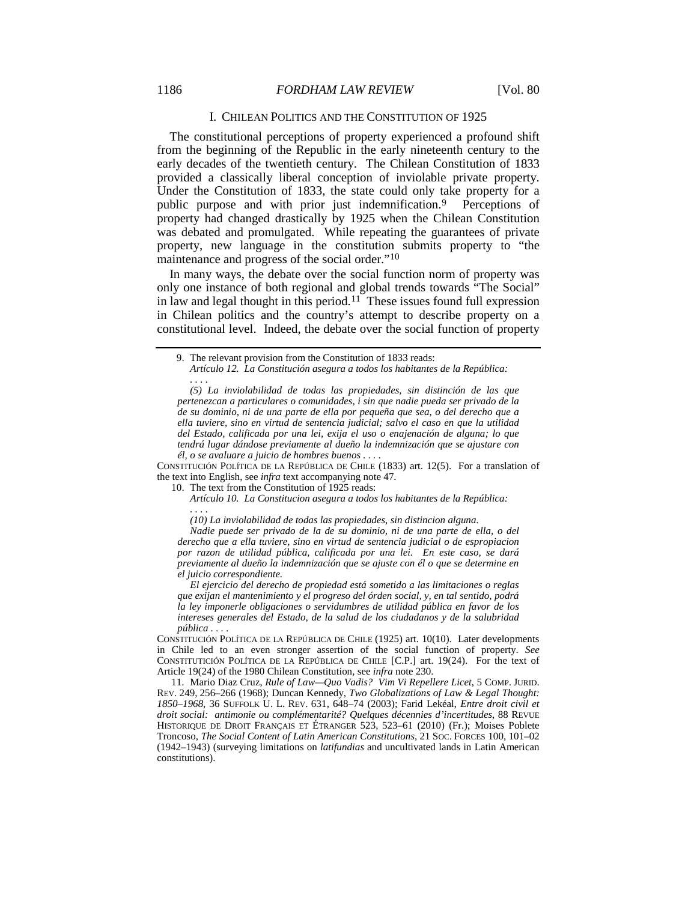## I. Chilean Politics and the Constitution of 1925

The constitutional perceptions of property experienced a profound shift from the beginning of the Republic in the early nineteenth century to the early decades of the twentieth century. The Chilean Constitution of 1833 provided a classically liberal conception of inviolable private property. Under the Constitution of 1833, the state could only take property for a public purpose and with prior just indemnification.[9] Perceptions of property had changed drastically by 1925 when the Chilean Constitution was debated and promulgated. While repeating the guarantees of private property, new language in the constitution submits property to "the maintenance and progress of the social order."[10]

In many ways, the debate over the social function norm of property was only one instance of both regional and global trends towards "The Social" in law and legal thought in this period.[11] These issues found full expression in Chilean politics and the country's attempt to describe property on a constitutional level. Indeed, the debate over the social function of property

---

9. The relevant provision from the Constitution of 1833 reads:

> *Artículo 12. La Constitución asegura a todos los habitantes de la República:*
>
> *. . . .*
>
> *(5) La inviolabilidad de todas las propiedades, sin distinción de las que pertenezcan a particulares o comunidades, i sin que nadie pueda ser privado de la de su dominio, ni de una parte de ella por pequeña que sea, o del derecho que a ella tuviere, sino en virtud de sentencia judicial; salvo el caso en que la utilidad del Estado, calificada por una lei, exija el uso o enajenación de alguna; lo que tendrá lugar dándose previamente al dueño la indemnización que se ajustare con él, o se avaluare a juicio de hombres buenos . . . .*

Constitución Política de la República de Chile (1833) art. 12(5). For a translation of the text into English, see *infra* text accompanying note 47.

10. The text from the Constitution of 1925 reads:

> *Artículo 10. La Constitucion asegura a todos los habitantes de la República:*
>
> *. . . .*
>
> *(10) La inviolabilidad de todas las propiedades, sin distincion alguna.*
>
> *Nadie puede ser privado de la de su dominio, ni de una parte de ella, o del derecho que a ella tuviere, sino en virtud de sentencia judicial o de espropiacion por razon de utilidad pública, calificada por una lei. En este caso, se dará previamente al dueño la indemnización que se ajuste con él o que se determine en el juicio correspondiente.*
>
> *El ejercicio del derecho de propiedad está sometido a las limitaciones o reglas que exijan el mantenimiento y el progreso del órden social, y, en tal sentido, podrá la ley imponerle obligaciones o servidumbres de utilidad pública en favor de los intereses generales del Estado, de la salud de los ciudadanos y de la salubridad pública . . . .*

Constitución Política de la República de Chile (1925) art. 10(10). Later developments in Chile led to an even stronger assertion of the social function of property. *See* Constitutición Política de la República de Chile [C.P.] art. 19(24). For the text of Article 19(24) of the 1980 Chilean Constitution, see *infra* note 230.

11. Mario Diaz Cruz, *Rule of Law—Quo Vadis? Vim Vi Repellere Licet*, 5 Comp. Jurid. Rev. 249, 256–266 (1968); Duncan Kennedy, *Two Globalizations of Law & Legal Thought: 1850–1968*, 36 Suffolk U. L. Rev. 631, 648–74 (2003); Farid Lekéal, *Entre droit civil et droit social: antimonie ou complémentarité? Quelques décennies d'incertitudes*, 88 Revue Historique de Droit Français et Étranger 523, 523–61 (2010) (Fr.); Moises Poblete Troncoso, *The Social Content of Latin American Constitutions*, 21 Soc. Forces 100, 101–02 (1942–1943) (surveying limitations on *latifundias* and uncultivated lands in Latin American constitutions).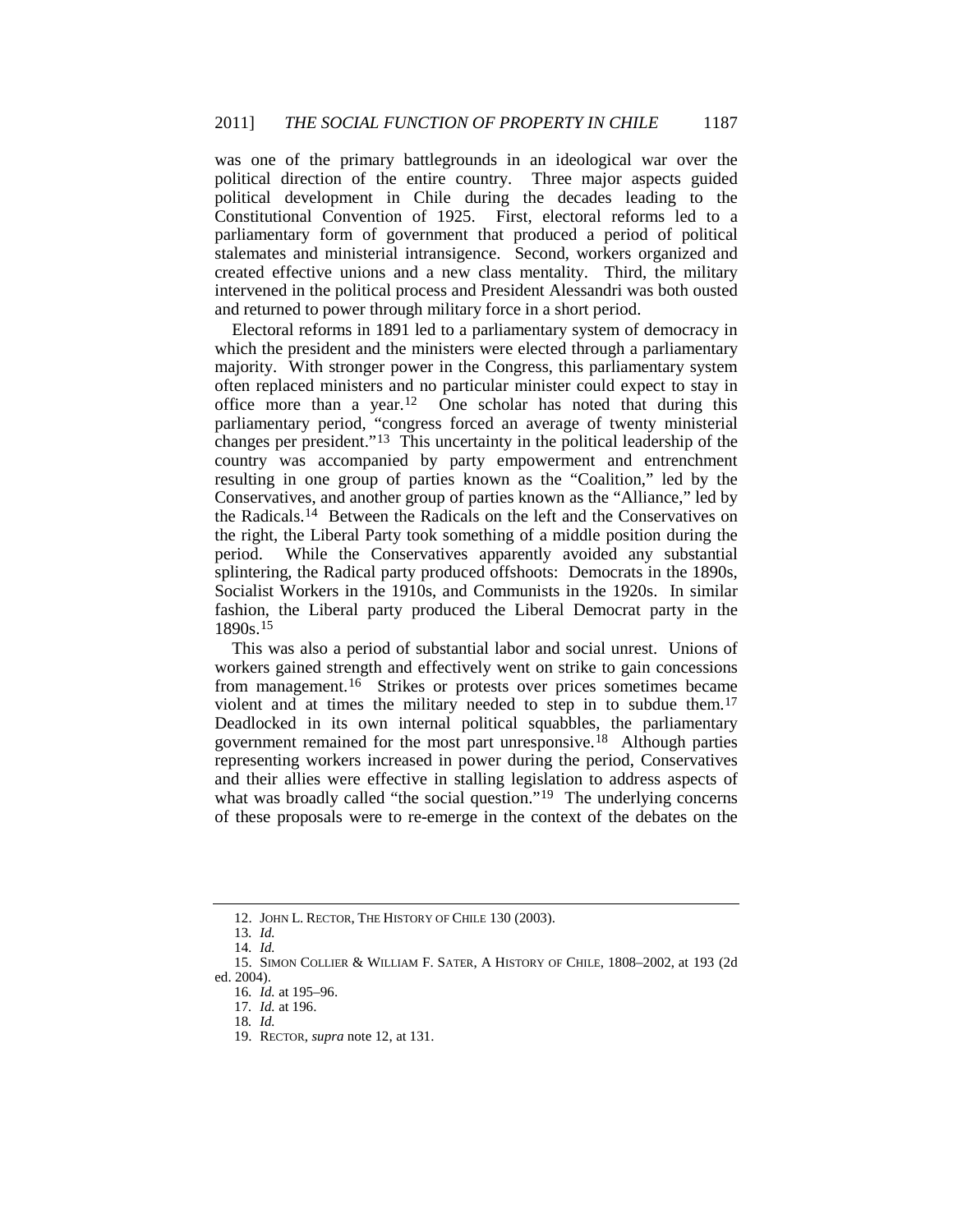was one of the primary battlegrounds in an ideological war over the political direction of the entire country. Three major aspects guided political development in Chile during the decades leading to the Constitutional Convention of 1925. First, electoral reforms led to a parliamentary form of government that produced a period of political stalemates and ministerial intransigence. Second, workers organized and created effective unions and a new class mentality. Third, the military intervened in the political process and President Alessandri was both ousted and returned to power through military force in a short period.

Electoral reforms in 1891 led to a parliamentary system of democracy in which the president and the ministers were elected through a parliamentary majority. With stronger power in the Congress, this parliamentary system often replaced ministers and no particular minister could expect to stay in office more than a year.[12] One scholar has noted that during this parliamentary period, "congress forced an average of twenty ministerial changes per president."[13] This uncertainty in the political leadership of the country was accompanied by party empowerment and entrenchment resulting in one group of parties known as the "Coalition," led by the Conservatives, and another group of parties known as the "Alliance," led by the Radicals.[14] Between the Radicals on the left and the Conservatives on the right, the Liberal Party took something of a middle position during the period. While the Conservatives apparently avoided any substantial splintering, the Radical party produced offshoots: Democrats in the 1890s, Socialist Workers in the 1910s, and Communists in the 1920s. In similar fashion, the Liberal party produced the Liberal Democrat party in the 1890s.[15]

This was also a period of substantial labor and social unrest. Unions of workers gained strength and effectively went on strike to gain concessions from management.[16] Strikes or protests over prices sometimes became violent and at times the military needed to step in to subdue them.[17] Deadlocked in its own internal political squabbles, the parliamentary government remained for the most part unresponsive.[18] Although parties representing workers increased in power during the period, Conservatives and their allies were effective in stalling legislation to address aspects of what was broadly called "the social question."[19] The underlying concerns of these proposals were to re-emerge in the context of the debates on the

---

12. JOHN L. RECTOR, THE HISTORY OF CHILE 130 (2003).

13. *Id.*

14. *Id.*

15. SIMON COLLIER & WILLIAM F. SATER, A HISTORY OF CHILE, 1808–2002, at 193 (2d ed. 2004).

16. *Id.* at 195–96.

17. *Id.* at 196.

18. *Id.*

19. RECTOR, *supra* note 12, at 131.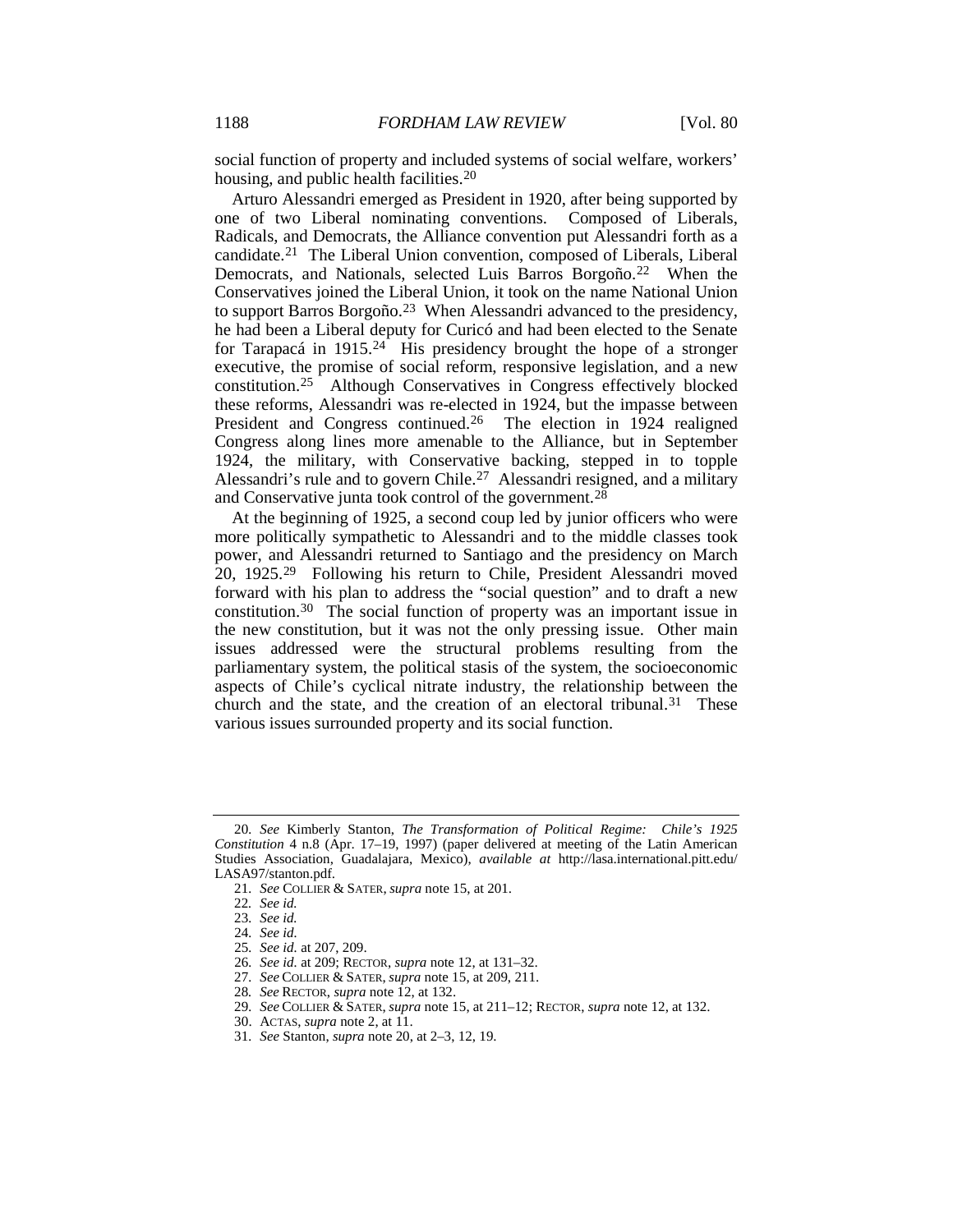social function of property and included systems of social welfare, workers' housing, and public health facilities.[20]

Arturo Alessandri emerged as President in 1920, after being supported by one of two Liberal nominating conventions. Composed of Liberals, Radicals, and Democrats, the Alliance convention put Alessandri forth as a candidate.[21] The Liberal Union convention, composed of Liberals, Liberal Democrats, and Nationals, selected Luis Barros Borgoño.[22] When the Conservatives joined the Liberal Union, it took on the name National Union to support Barros Borgoño.[23] When Alessandri advanced to the presidency, he had been a Liberal deputy for Curicó and had been elected to the Senate for Tarapacá in 1915.[24] His presidency brought the hope of a stronger executive, the promise of social reform, responsive legislation, and a new constitution.[25] Although Conservatives in Congress effectively blocked these reforms, Alessandri was re-elected in 1924, but the impasse between President and Congress continued.[26] The election in 1924 realigned Congress along lines more amenable to the Alliance, but in September 1924, the military, with Conservative backing, stepped in to topple Alessandri's rule and to govern Chile.[27] Alessandri resigned, and a military and Conservative junta took control of the government.[28]

At the beginning of 1925, a second coup led by junior officers who were more politically sympathetic to Alessandri and to the middle classes took power, and Alessandri returned to Santiago and the presidency on March 20, 1925.[29] Following his return to Chile, President Alessandri moved forward with his plan to address the "social question" and to draft a new constitution.[30] The social function of property was an important issue in the new constitution, but it was not the only pressing issue. Other main issues addressed were the structural problems resulting from the parliamentary system, the political stasis of the system, the socioeconomic aspects of Chile's cyclical nitrate industry, the relationship between the church and the state, and the creation of an electoral tribunal.[31] These various issues surrounded property and its social function.

---

20. *See* Kimberly Stanton, *The Transformation of Political Regime: Chile's 1925 Constitution* 4 n.8 (Apr. 17–19, 1997) (paper delivered at meeting of the Latin American Studies Association, Guadalajara, Mexico), *available at* http://lasa.international.pitt.edu/LASA97/stanton.pdf.

21. *See* COLLIER & SATER, *supra* note 15, at 201.

22. *See id.*

23. *See id.*

24. *See id.*

25. *See id.* at 207, 209.

26. *See id.* at 209; RECTOR, *supra* note 12, at 131–32.

27. *See* COLLIER & SATER, *supra* note 15, at 209, 211.

28. *See* RECTOR, *supra* note 12, at 132.

29. *See* COLLIER & SATER, *supra* note 15, at 211–12; RECTOR, *supra* note 12, at 132.

30. ACTAS, *supra* note 2, at 11.

31. *See* Stanton, *supra* note 20, at 2–3, 12, 19.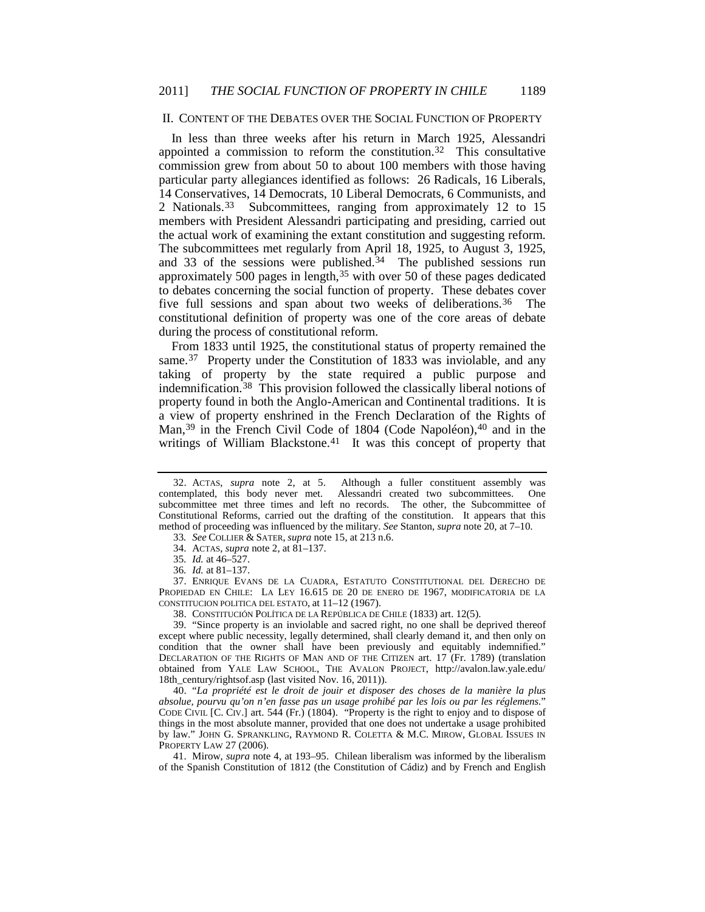## II. CONTENT OF THE DEBATES OVER THE SOCIAL FUNCTION OF PROPERTY

In less than three weeks after his return in March 1925, Alessandri appointed a commission to reform the constitution.[32] This consultative commission grew from about 50 to about 100 members with those having particular party allegiances identified as follows: 26 Radicals, 16 Liberals, 14 Conservatives, 14 Democrats, 10 Liberal Democrats, 6 Communists, and 2 Nationals.[33] Subcommittees, ranging from approximately 12 to 15 members with President Alessandri participating and presiding, carried out the actual work of examining the extant constitution and suggesting reform. The subcommittees met regularly from April 18, 1925, to August 3, 1925, and 33 of the sessions were published.[34] The published sessions run approximately 500 pages in length,[35] with over 50 of these pages dedicated to debates concerning the social function of property. These debates cover five full sessions and span about two weeks of deliberations.[36] The constitutional definition of property was one of the core areas of debate during the process of constitutional reform.

From 1833 until 1925, the constitutional status of property remained the same.[37] Property under the Constitution of 1833 was inviolable, and any taking of property by the state required a public purpose and indemnification.[38] This provision followed the classically liberal notions of property found in both the Anglo-American and Continental traditions. It is a view of property enshrined in the French Declaration of the Rights of Man,[39] in the French Civil Code of 1804 (Code Napoléon),[40] and in the writings of William Blackstone.[41] It was this concept of property that

---

32. ACTAS, *supra* note 2, at 5. Although a fuller constituent assembly was contemplated, this body never met. Alessandri created two subcommittees. One subcommittee met three times and left no records. The other, the Subcommittee of Constitutional Reforms, carried out the drafting of the constitution. It appears that this method of proceeding was influenced by the military. *See* Stanton, *supra* note 20, at 7–10.

33. *See* COLLIER & SATER, *supra* note 15, at 213 n.6.

34. ACTAS, *supra* note 2, at 81–137.

35. *Id.* at 46–527.

36. *Id.* at 81–137.

37. ENRIQUE EVANS DE LA CUADRA, ESTATUTO CONSTITUTIONAL DEL DERECHO DE PROPIEDAD EN CHILE: LA LEY 16.615 DE 20 DE ENERO DE 1967, MODIFICATORIA DE LA CONSTITUCION POLITICA DEL ESTATO, at 11–12 (1967).

38. CONSTITUCIÓN POLÍTICA DE LA REPÚBLICA DE CHILE (1833) art. 12(5).

39. "Since property is an inviolable and sacred right, no one shall be deprived thereof except where public necessity, legally determined, shall clearly demand it, and then only on condition that the owner shall have been previously and equitably indemnified." DECLARATION OF THE RIGHTS OF MAN AND OF THE CITIZEN art. 17 (Fr. 1789) (translation obtained from YALE LAW SCHOOL, THE AVALON PROJECT, http://avalon.law.yale.edu/18th_century/rightsof.asp (last visited Nov. 16, 2011)).

40. "*La propriété est le droit de jouir et disposer des choses de la manière la plus absolue, pourvu qu'on n'en fasse pas un usage prohibé par les lois ou par les réglemens.*" CODE CIVIL [C. CIV.] art. 544 (Fr.) (1804). "Property is the right to enjoy and to dispose of things in the most absolute manner, provided that one does not undertake a usage prohibited by law." JOHN G. SPRANKLING, RAYMOND R. COLETTA & M.C. MIROW, GLOBAL ISSUES IN PROPERTY LAW 27 (2006).

41. Mirow, *supra* note 4, at 193–95. Chilean liberalism was informed by the liberalism of the Spanish Constitution of 1812 (the Constitution of Cádiz) and by French and English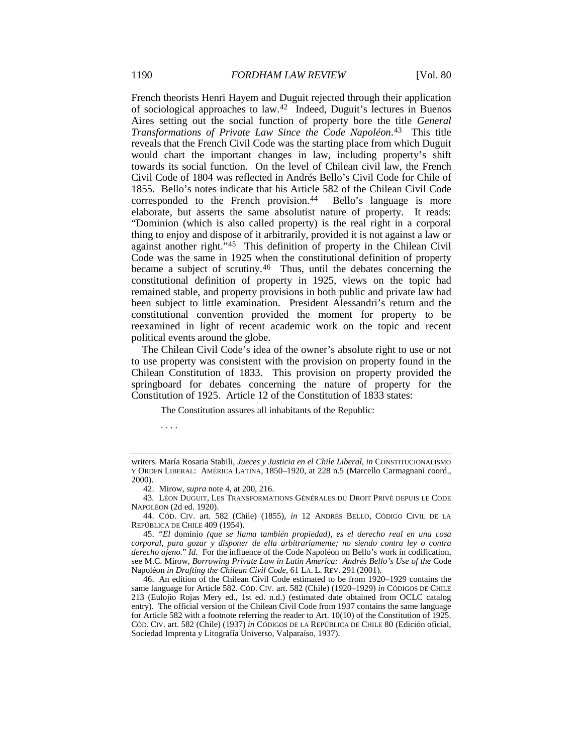French theorists Henri Hayem and Duguit rejected through their application of sociological approaches to law.[42] Indeed, Duguit's lectures in Buenos Aires setting out the social function of property bore the title *General Transformations of Private Law Since the Code Napoléon*.[43] This title reveals that the French Civil Code was the starting place from which Duguit would chart the important changes in law, including property's shift towards its social function. On the level of Chilean civil law, the French Civil Code of 1804 was reflected in Andrés Bello's Civil Code for Chile of 1855. Bello's notes indicate that his Article 582 of the Chilean Civil Code corresponded to the French provision.[44] Bello's language is more elaborate, but asserts the same absolutist nature of property. It reads: "Dominion (which is also called property) is the real right in a corporal thing to enjoy and dispose of it arbitrarily, provided it is not against a law or against another right."[45] This definition of property in the Chilean Civil Code was the same in 1925 when the constitutional definition of property became a subject of scrutiny.[46] Thus, until the debates concerning the constitutional definition of property in 1925, views on the topic had remained stable, and property provisions in both public and private law had been subject to little examination. President Alessandri's return and the constitutional convention provided the moment for property to be reexamined in light of recent academic work on the topic and recent political events around the globe.

The Chilean Civil Code's idea of the owner's absolute right to use or not to use property was consistent with the provision on property found in the Chilean Constitution of 1833. This provision on property provided the springboard for debates concerning the nature of property for the Constitution of 1925. Article 12 of the Constitution of 1833 states:

> The Constitution assures all inhabitants of the Republic:
>
> . . . .

---

writers. María Rosaria Stabili, *Jueces y Justicia en el Chile Liberal*, *in* CONSTITUCIONALISMO Y ORDEN LIBERAL: AMÉRICA LATINA, 1850–1920, at 228 n.5 (Marcello Carmagnani coord., 2000).

42. Mirow, *supra* note 4, at 200, 216.

43. LÉON DUGUIT, LES TRANSFORMATIONS GÉNÉRALES DU DROIT PRIVÉ DEPUIS LE CODE NAPOLÉON (2d ed. 1920).

44. CÓD. CIV. art. 582 (Chile) (1855), *in* 12 ANDRÉS BELLO, CÓDIGO CIVIL DE LA REPÚBLICA DE CHILE 409 (1954).

45. "*El* dominio *(que se llama también propiedad), es el derecho real en una cosa corporal, para gozar y disponer de ella arbitrariamente; no siendo contra ley o contra derecho ajeno.*" *Id.* For the influence of the Code Napoléon on Bello's work in codification, see M.C. Mirow, *Borrowing Private Law in Latin America: Andrés Bello's Use of the* Code Napoléon *in Drafting the Chilean Civil Code*, 61 LA. L. REV. 291 (2001).

46. An edition of the Chilean Civil Code estimated to be from 1920–1929 contains the same language for Article 582. CÓD. CIV. art. 582 (Chile) (1920–1929) *in* CÓDIGOS DE CHILE 213 (Eulojio Rojas Mery ed., 1st ed. n.d.) (estimated date obtained from OCLC catalog entry). The official version of the Chilean Civil Code from 1937 contains the same language for Article 582 with a footnote referring the reader to Art. 10(10) of the Constitution of 1925. CÓD. CIV. art. 582 (Chile) (1937) *in* CÓDIGOS DE LA REPÚBLICA DE CHILE 80 (Edición oficial, Sociedad Imprenta y Litografía Universo, Valparaíso, 1937).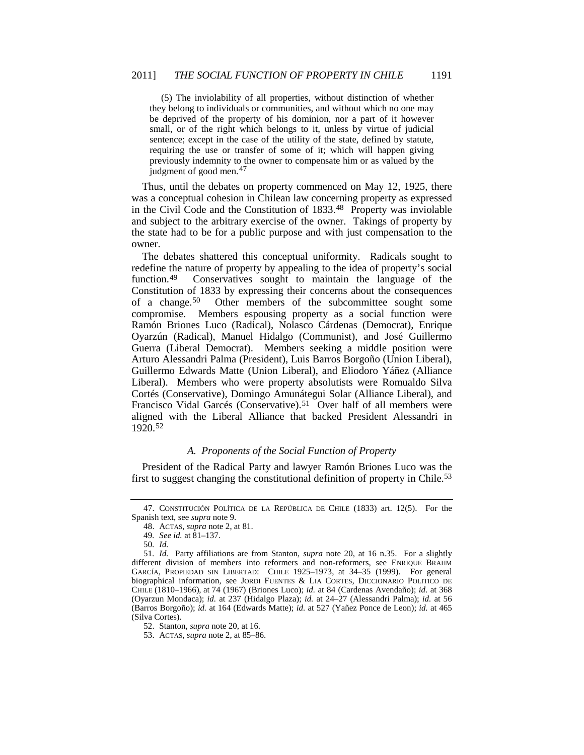(5) The inviolability of all properties, without distinction of whether they belong to individuals or communities, and without which no one may be deprived of the property of his dominion, nor a part of it however small, or of the right which belongs to it, unless by virtue of judicial sentence; except in the case of the utility of the state, defined by statute, requiring the use or transfer of some of it; which will happen giving previously indemnity to the owner to compensate him or as valued by the judgment of good men.[47]

Thus, until the debates on property commenced on May 12, 1925, there was a conceptual cohesion in Chilean law concerning property as expressed in the Civil Code and the Constitution of 1833.[48] Property was inviolable and subject to the arbitrary exercise of the owner. Takings of property by the state had to be for a public purpose and with just compensation to the owner.

The debates shattered this conceptual uniformity. Radicals sought to redefine the nature of property by appealing to the idea of property's social function.[49] Conservatives sought to maintain the language of the Constitution of 1833 by expressing their concerns about the consequences of a change.[50] Other members of the subcommittee sought some compromise. Members espousing property as a social function were Ramón Briones Luco (Radical), Nolasco Cárdenas (Democrat), Enrique Oyarzún (Radical), Manuel Hidalgo (Communist), and José Guillermo Guerra (Liberal Democrat). Members seeking a middle position were Arturo Alessandri Palma (President), Luis Barros Borgoño (Union Liberal), Guillermo Edwards Matte (Union Liberal), and Eliodoro Yáñez (Alliance Liberal). Members who were property absolutists were Romualdo Silva Cortés (Conservative), Domingo Amunátegui Solar (Alliance Liberal), and Francisco Vidal Garcés (Conservative).[51] Over half of all members were aligned with the Liberal Alliance that backed President Alessandri in 1920.[52]

### *A. Proponents of the Social Function of Property*

President of the Radical Party and lawyer Ramón Briones Luco was the first to suggest changing the constitutional definition of property in Chile.[53]

---

47. CONSTITUCIÓN POLÍTICA DE LA REPÚBLICA DE CHILE (1833) art. 12(5). For the Spanish text, see *supra* note 9.

48. ACTAS, *supra* note 2, at 81.

49. *See id.* at 81–137.

50. *Id.*

51. *Id.* Party affiliations are from Stanton, *supra* note 20, at 16 n.35. For a slightly different division of members into reformers and non-reformers, see ENRIQUE BRAHM GARCÍA, PROPIEDAD SIN LIBERTAD: CHILE 1925–1973, at 34–35 (1999). For general biographical information, see JORDI FUENTES & LIA CORTES, DICCIONARIO POLITICO DE CHILE (1810–1966), at 74 (1967) (Briones Luco); *id.* at 84 (Cardenas Avendaño); *id.* at 368 (Oyarzun Mondaca); *id.* at 237 (Hidalgo Plaza); *id.* at 24–27 (Alessandri Palma); *id.* at 56 (Barros Borgoño); *id.* at 164 (Edwards Matte); *id.* at 527 (Yañez Ponce de Leon); *id.* at 465 (Silva Cortes).

52. Stanton, *supra* note 20, at 16.

53. ACTAS, *supra* note 2, at 85–86.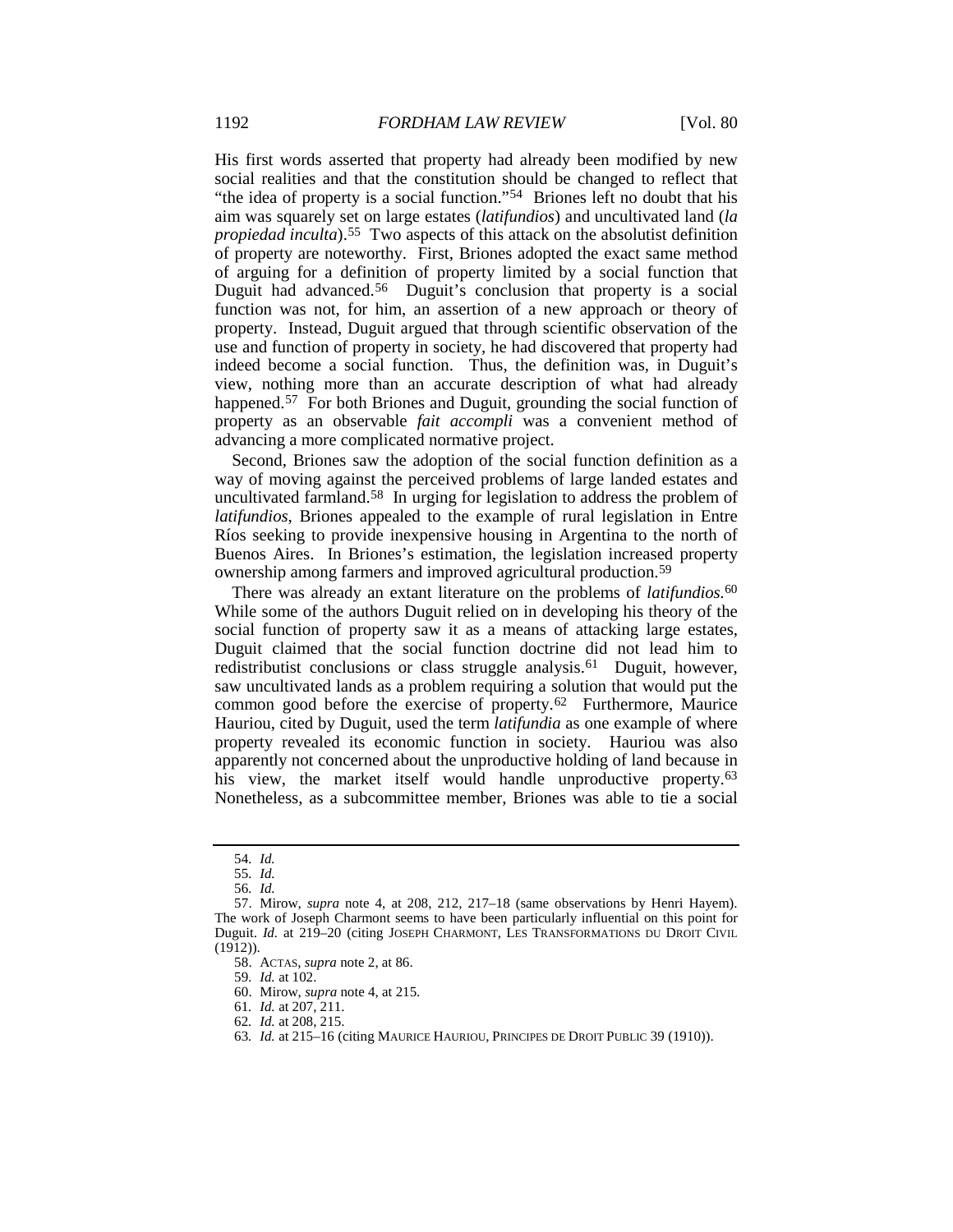His first words asserted that property had already been modified by new social realities and that the constitution should be changed to reflect that "the idea of property is a social function."[54] Briones left no doubt that his aim was squarely set on large estates (*latifundios*) and uncultivated land (*la propiedad inculta*).[55] Two aspects of this attack on the absolutist definition of property are noteworthy. First, Briones adopted the exact same method of arguing for a definition of property limited by a social function that Duguit had advanced.[56] Duguit's conclusion that property is a social function was not, for him, an assertion of a new approach or theory of property. Instead, Duguit argued that through scientific observation of the use and function of property in society, he had discovered that property had indeed become a social function. Thus, the definition was, in Duguit's view, nothing more than an accurate description of what had already happened.[57] For both Briones and Duguit, grounding the social function of property as an observable *fait accompli* was a convenient method of advancing a more complicated normative project.

Second, Briones saw the adoption of the social function definition as a way of moving against the perceived problems of large landed estates and uncultivated farmland.[58] In urging for legislation to address the problem of *latifundios*, Briones appealed to the example of rural legislation in Entre Ríos seeking to provide inexpensive housing in Argentina to the north of Buenos Aires. In Briones's estimation, the legislation increased property ownership among farmers and improved agricultural production.[59]

There was already an extant literature on the problems of *latifundios*.[60] While some of the authors Duguit relied on in developing his theory of the social function of property saw it as a means of attacking large estates, Duguit claimed that the social function doctrine did not lead him to redistributist conclusions or class struggle analysis.[61] Duguit, however, saw uncultivated lands as a problem requiring a solution that would put the common good before the exercise of property.[62] Furthermore, Maurice Hauriou, cited by Duguit, used the term *latifundia* as one example of where property revealed its economic function in society. Hauriou was also apparently not concerned about the unproductive holding of land because in his view, the market itself would handle unproductive property.[63] Nonetheless, as a subcommittee member, Briones was able to tie a social

---

54. *Id.*

55. *Id.*

56. *Id.*

57. Mirow, *supra* note 4, at 208, 212, 217–18 (same observations by Henri Hayem). The work of Joseph Charmont seems to have been particularly influential on this point for Duguit. *Id.* at 219–20 (citing JOSEPH CHARMONT, LES TRANSFORMATIONS DU DROIT CIVIL (1912)).

58. ACTAS, *supra* note 2, at 86.

59. *Id.* at 102.

60. Mirow, *supra* note 4, at 215.

61. *Id.* at 207, 211.

62. *Id.* at 208, 215.

63. *Id.* at 215–16 (citing MAURICE HAURIOU, PRINCIPES DE DROIT PUBLIC 39 (1910)).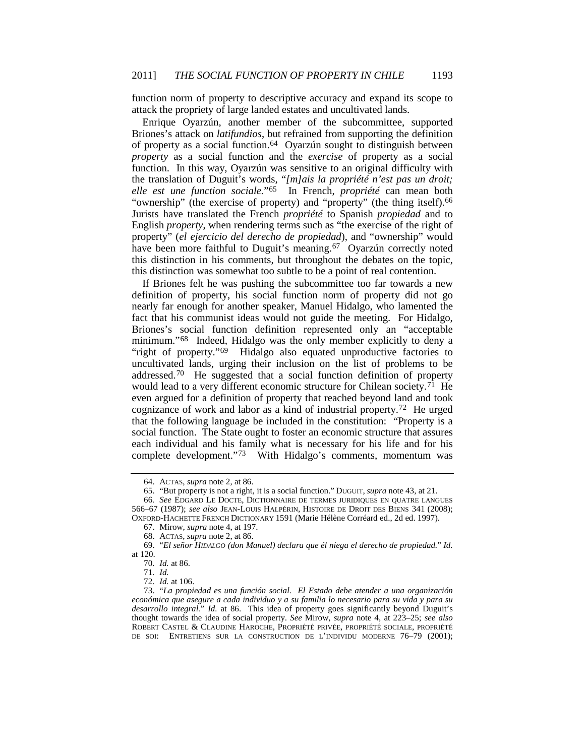function norm of property to descriptive accuracy and expand its scope to attack the propriety of large landed estates and uncultivated lands.

Enrique Oyarzún, another member of the subcommittee, supported Briones's attack on *latifundios*, but refrained from supporting the definition of property as a social function.[64] Oyarzún sought to distinguish between *property* as a social function and the *exercise* of property as a social function. In this way, Oyarzún was sensitive to an original difficulty with the translation of Duguit's words, "*[m]ais la propriété n'est pas un droit; elle est une function sociale.*"[65] In French, *propriété* can mean both "ownership" (the exercise of property) and "property" (the thing itself).[66] Jurists have translated the French *propriété* to Spanish *propiedad* and to English *property*, when rendering terms such as "the exercise of the right of property" (*el ejercicio del derecho de propiedad*), and "ownership" would have been more faithful to Duguit's meaning.[67] Oyarzún correctly noted this distinction in his comments, but throughout the debates on the topic, this distinction was somewhat too subtle to be a point of real contention.

If Briones felt he was pushing the subcommittee too far towards a new definition of property, his social function norm of property did not go nearly far enough for another speaker, Manuel Hidalgo, who lamented the fact that his communist ideas would not guide the meeting. For Hidalgo, Briones's social function definition represented only an "acceptable minimum."[68] Indeed, Hidalgo was the only member explicitly to deny a "right of property."[69] Hidalgo also equated unproductive factories to uncultivated lands, urging their inclusion on the list of problems to be addressed.[70] He suggested that a social function definition of property would lead to a very different economic structure for Chilean society.[71] He even argued for a definition of property that reached beyond land and took cognizance of work and labor as a kind of industrial property.[72] He urged that the following language be included in the constitution: "Property is a social function. The State ought to foster an economic structure that assures each individual and his family what is necessary for his life and for his complete development."[73] With Hidalgo's comments, momentum was

---

64. ACTAS, *supra* note 2, at 86.

65. "But property is not a right, it is a social function." DUGUIT, *supra* note 43, at 21.

66. *See* EDGARD LE DOCTE, DICTIONNAIRE DE TERMES JURIDIQUES EN QUATRE LANGUES 566–67 (1987); *see also* JEAN-LOUIS HALPÉRIN, HISTOIRE DE DROIT DES BIENS 341 (2008); OXFORD-HACHETTE FRENCH DICTIONARY 1591 (Marie Hélène Corréard ed., 2d ed. 1997).

67. Mirow, *supra* note 4, at 197.

68. ACTAS, *supra* note 2, at 86.

69. "*El señor HIDALGO (don Manuel) declara que él niega el derecho de propiedad.*" *Id.* at 120.

70. *Id.* at 86.

71. *Id.*

72. *Id.* at 106.

73. "*La propiedad es una función social. El Estado debe atender a una organización económica que asegure a cada individuo y a su familia lo necesario para su vida y para su desarrollo integral.*" *Id.* at 86. This idea of property goes significantly beyond Duguit's thought towards the idea of social property. *See* Mirow, *supra* note 4, at 223–25; *see also* ROBERT CASTEL & CLAUDINE HAROCHE, PROPRIÉTÉ PRIVÉE, PROPRIÉTÉ SOCIALE, PROPRIÉTÉ DE SOI: ENTRETIENS SUR LA CONSTRUCTION DE L'INDIVIDU MODERNE 76–79 (2001);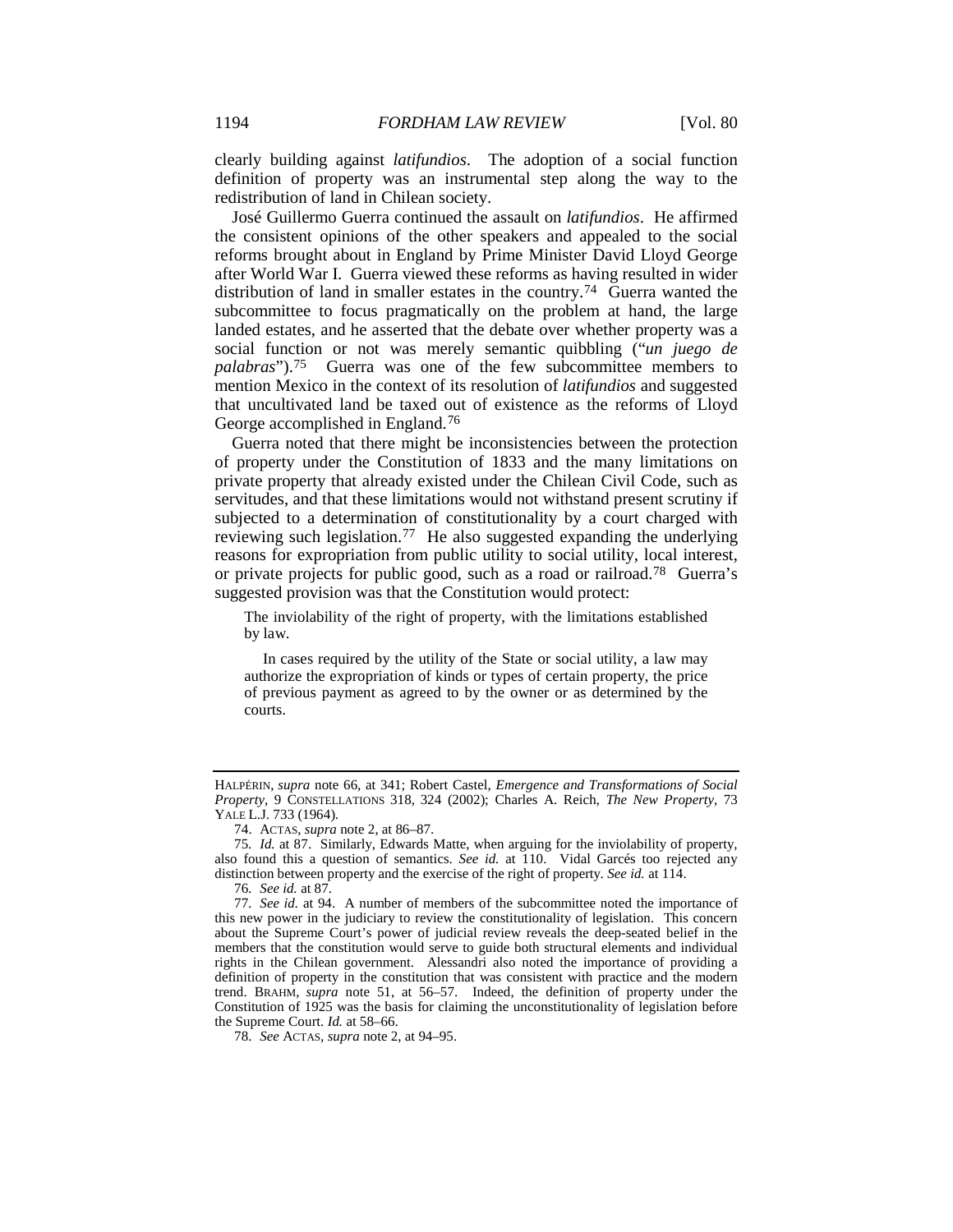clearly building against *latifundios*. The adoption of a social function definition of property was an instrumental step along the way to the redistribution of land in Chilean society.

José Guillermo Guerra continued the assault on *latifundios*. He affirmed the consistent opinions of the other speakers and appealed to the social reforms brought about in England by Prime Minister David Lloyd George after World War I. Guerra viewed these reforms as having resulted in wider distribution of land in smaller estates in the country.[74] Guerra wanted the subcommittee to focus pragmatically on the problem at hand, the large landed estates, and he asserted that the debate over whether property was a social function or not was merely semantic quibbling ("*un juego de palabras*").[75] Guerra was one of the few subcommittee members to mention Mexico in the context of its resolution of *latifundios* and suggested that uncultivated land be taxed out of existence as the reforms of Lloyd George accomplished in England.[76]

Guerra noted that there might be inconsistencies between the protection of property under the Constitution of 1833 and the many limitations on private property that already existed under the Chilean Civil Code, such as servitudes, and that these limitations would not withstand present scrutiny if subjected to a determination of constitutionality by a court charged with reviewing such legislation.[77] He also suggested expanding the underlying reasons for expropriation from public utility to social utility, local interest, or private projects for public good, such as a road or railroad.[78] Guerra's suggested provision was that the Constitution would protect:

> The inviolability of the right of property, with the limitations established by law.
>
> In cases required by the utility of the State or social utility, a law may authorize the expropriation of kinds or types of certain property, the price of previous payment as agreed to by the owner or as determined by the courts.

---

HALPÉRIN, *supra* note 66, at 341; Robert Castel, *Emergence and Transformations of Social Property*, 9 CONSTELLATIONS 318, 324 (2002); Charles A. Reich, *The New Property*, 73 YALE L.J. 733 (1964).

74. ACTAS, *supra* note 2, at 86–87.

75. *Id.* at 87. Similarly, Edwards Matte, when arguing for the inviolability of property, also found this a question of semantics. *See id.* at 110. Vidal Garcés too rejected any distinction between property and the exercise of the right of property. *See id.* at 114.

76. *See id.* at 87.

77. *See id.* at 94. A number of members of the subcommittee noted the importance of this new power in the judiciary to review the constitutionality of legislation. This concern about the Supreme Court's power of judicial review reveals the deep-seated belief in the members that the constitution would serve to guide both structural elements and individual rights in the Chilean government. Alessandri also noted the importance of providing a definition of property in the constitution that was consistent with practice and the modern trend. BRAHM, *supra* note 51, at 56–57. Indeed, the definition of property under the Constitution of 1925 was the basis for claiming the unconstitutionality of legislation before the Supreme Court. *Id.* at 58–66.

78. *See* ACTAS, *supra* note 2, at 94–95.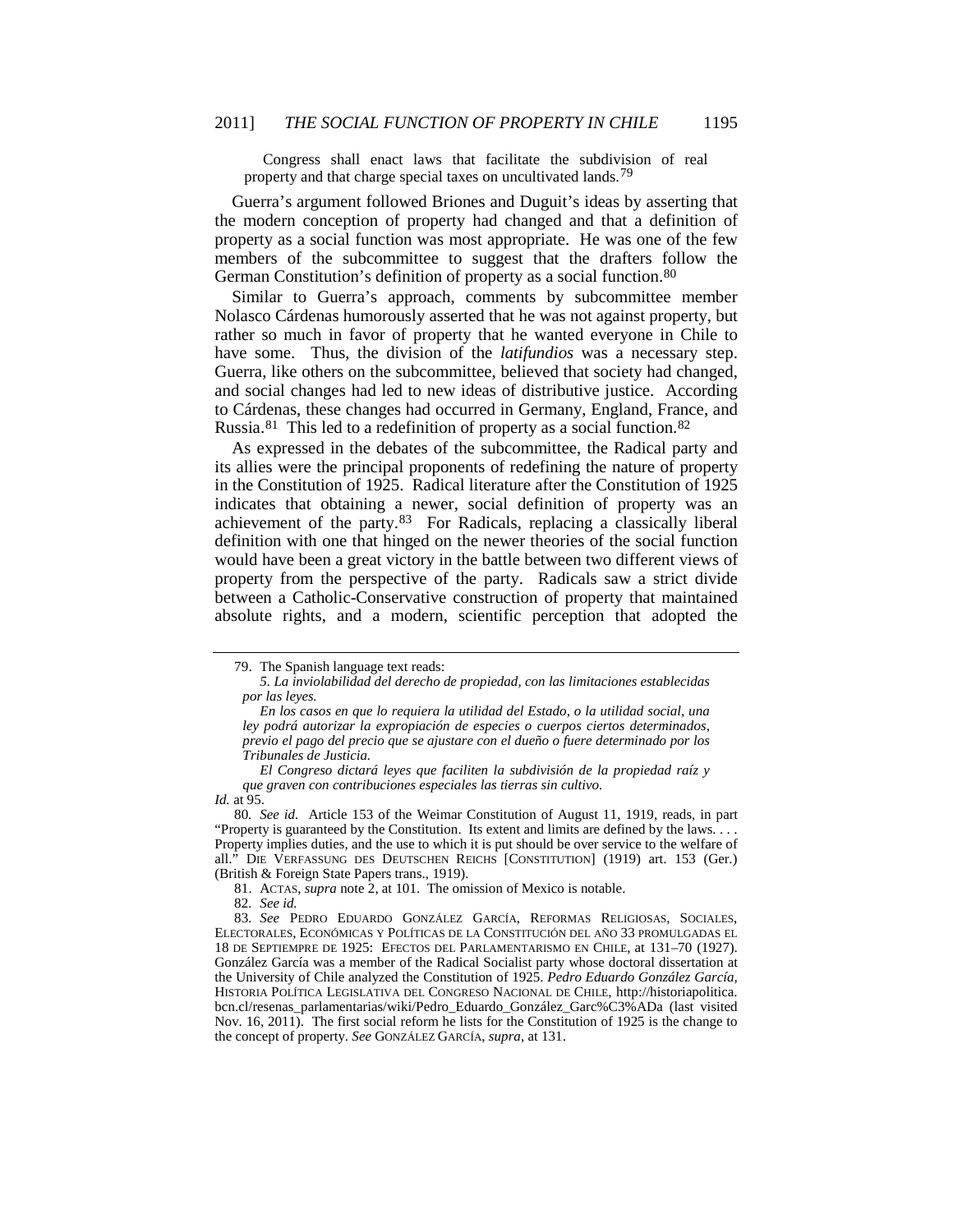Congress shall enact laws that facilitate the subdivision of real property and that charge special taxes on uncultivated lands.[79]

Guerra's argument followed Briones and Duguit's ideas by asserting that the modern conception of property had changed and that a definition of property as a social function was most appropriate. He was one of the few members of the subcommittee to suggest that the drafters follow the German Constitution's definition of property as a social function.[80]

Similar to Guerra's approach, comments by subcommittee member Nolasco Cárdenas humorously asserted that he was not against property, but rather so much in favor of property that he wanted everyone in Chile to have some. Thus, the division of the *latifundios* was a necessary step. Guerra, like others on the subcommittee, believed that society had changed, and social changes had led to new ideas of distributive justice. According to Cárdenas, these changes had occurred in Germany, England, France, and Russia.[81] This led to a redefinition of property as a social function.[82]

As expressed in the debates of the subcommittee, the Radical party and its allies were the principal proponents of redefining the nature of property in the Constitution of 1925. Radical literature after the Constitution of 1925 indicates that obtaining a newer, social definition of property was an achievement of the party.[83] For Radicals, replacing a classically liberal definition with one that hinged on the newer theories of the social function would have been a great victory in the battle between two different views of property from the perspective of the party. Radicals saw a strict divide between a Catholic-Conservative construction of property that maintained absolute rights, and a modern, scientific perception that adopted the

---

79. The Spanish language text reads:

*5. La inviolabilidad del derecho de propiedad, con las limitaciones establecidas por las leyes.*

*En los casos en que lo requiera la utilidad del Estado, o la utilidad social, una ley podrá autorizar la expropiación de especies o cuerpos ciertos determinados, previo el pago del precio que se ajustare con el dueño o fuere determinado por los Tribunales de Justicia.*

*El Congreso dictará leyes que faciliten la subdivisión de la propiedad raíz y que graven con contribuciones especiales las tierras sin cultivo.*

*Id.* at 95.

80. *See id.* Article 153 of the Weimar Constitution of August 11, 1919, reads, in part "Property is guaranteed by the Constitution. Its extent and limits are defined by the laws. . . . Property implies duties, and the use to which it is put should be over service to the welfare of all." DIE VERFASSUNG DES DEUTSCHEN REICHS [CONSTITUTION] (1919) art. 153 (Ger.) (British & Foreign State Papers trans., 1919).

81. ACTAS, *supra* note 2, at 101. The omission of Mexico is notable.

82. *See id.*

83. *See* PEDRO EDUARDO GONZÁLEZ GARCÍA, REFORMAS RELIGIOSAS, SOCIALES, ELECTORALES, ECONÓMICAS Y POLÍTICAS DE LA CONSTITUCIÓN DEL AÑO 33 PROMULGADAS EL 18 DE SEPTIEMPRE DE 1925: EFECTOS DEL PARLAMENTARISMO EN CHILE, at 131–70 (1927). González García was a member of the Radical Socialist party whose doctoral dissertation at the University of Chile analyzed the Constitution of 1925. *Pedro Eduardo González García*, HISTORIA POLÍTICA LEGISLATIVA DEL CONGRESO NACIONAL DE CHILE, http://historiapolitica.bcn.cl/resenas_parlamentarias/wiki/Pedro_Eduardo_González_Garc%C3%ADa (last visited Nov. 16, 2011). The first social reform he lists for the Constitution of 1925 is the change to the concept of property. *See* GONZÁLEZ GARCÍA, *supra*, at 131.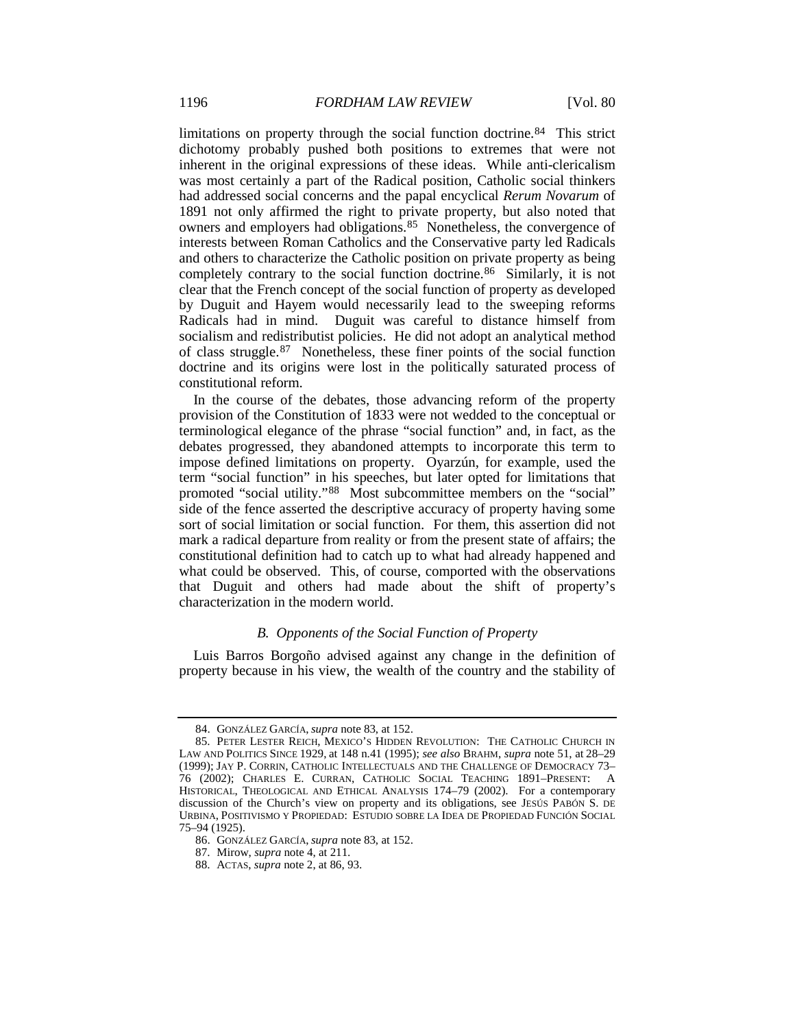limitations on property through the social function doctrine.[84] This strict dichotomy probably pushed both positions to extremes that were not inherent in the original expressions of these ideas. While anti-clericalism was most certainly a part of the Radical position, Catholic social thinkers had addressed social concerns and the papal encyclical *Rerum Novarum* of 1891 not only affirmed the right to private property, but also noted that owners and employers had obligations.[85] Nonetheless, the convergence of interests between Roman Catholics and the Conservative party led Radicals and others to characterize the Catholic position on private property as being completely contrary to the social function doctrine.[86] Similarly, it is not clear that the French concept of the social function of property as developed by Duguit and Hayem would necessarily lead to the sweeping reforms Radicals had in mind. Duguit was careful to distance himself from socialism and redistributist policies. He did not adopt an analytical method of class struggle.[87] Nonetheless, these finer points of the social function doctrine and its origins were lost in the politically saturated process of constitutional reform.

In the course of the debates, those advancing reform of the property provision of the Constitution of 1833 were not wedded to the conceptual or terminological elegance of the phrase "social function" and, in fact, as the debates progressed, they abandoned attempts to incorporate this term to impose defined limitations on property. Oyarzún, for example, used the term "social function" in his speeches, but later opted for limitations that promoted "social utility."[88] Most subcommittee members on the "social" side of the fence asserted the descriptive accuracy of property having some sort of social limitation or social function. For them, this assertion did not mark a radical departure from reality or from the present state of affairs; the constitutional definition had to catch up to what had already happened and what could be observed. This, of course, comported with the observations that Duguit and others had made about the shift of property's characterization in the modern world.

### *B. Opponents of the Social Function of Property*

Luis Barros Borgoño advised against any change in the definition of property because in his view, the wealth of the country and the stability of

84. GONZÁLEZ GARCÍA, *supra* note 83, at 152.

85. PETER LESTER REICH, MEXICO'S HIDDEN REVOLUTION: THE CATHOLIC CHURCH IN LAW AND POLITICS SINCE 1929, at 148 n.41 (1995); *see also* BRAHM, *supra* note 51, at 28–29 (1999); JAY P. CORRIN, CATHOLIC INTELLECTUALS AND THE CHALLENGE OF DEMOCRACY 73–76 (2002); CHARLES E. CURRAN, CATHOLIC SOCIAL TEACHING 1891–PRESENT: A HISTORICAL, THEOLOGICAL AND ETHICAL ANALYSIS 174–79 (2002). For a contemporary discussion of the Church's view on property and its obligations, see JESÚS PABÓN S. DE URBINA, POSITIVISMO Y PROPIEDAD: ESTUDIO SOBRE LA IDEA DE PROPIEDAD FUNCIÓN SOCIAL 75–94 (1925).

86. GONZÁLEZ GARCÍA, *supra* note 83, at 152.

87. Mirow, *supra* note 4, at 211.

88. ACTAS, *supra* note 2, at 86, 93.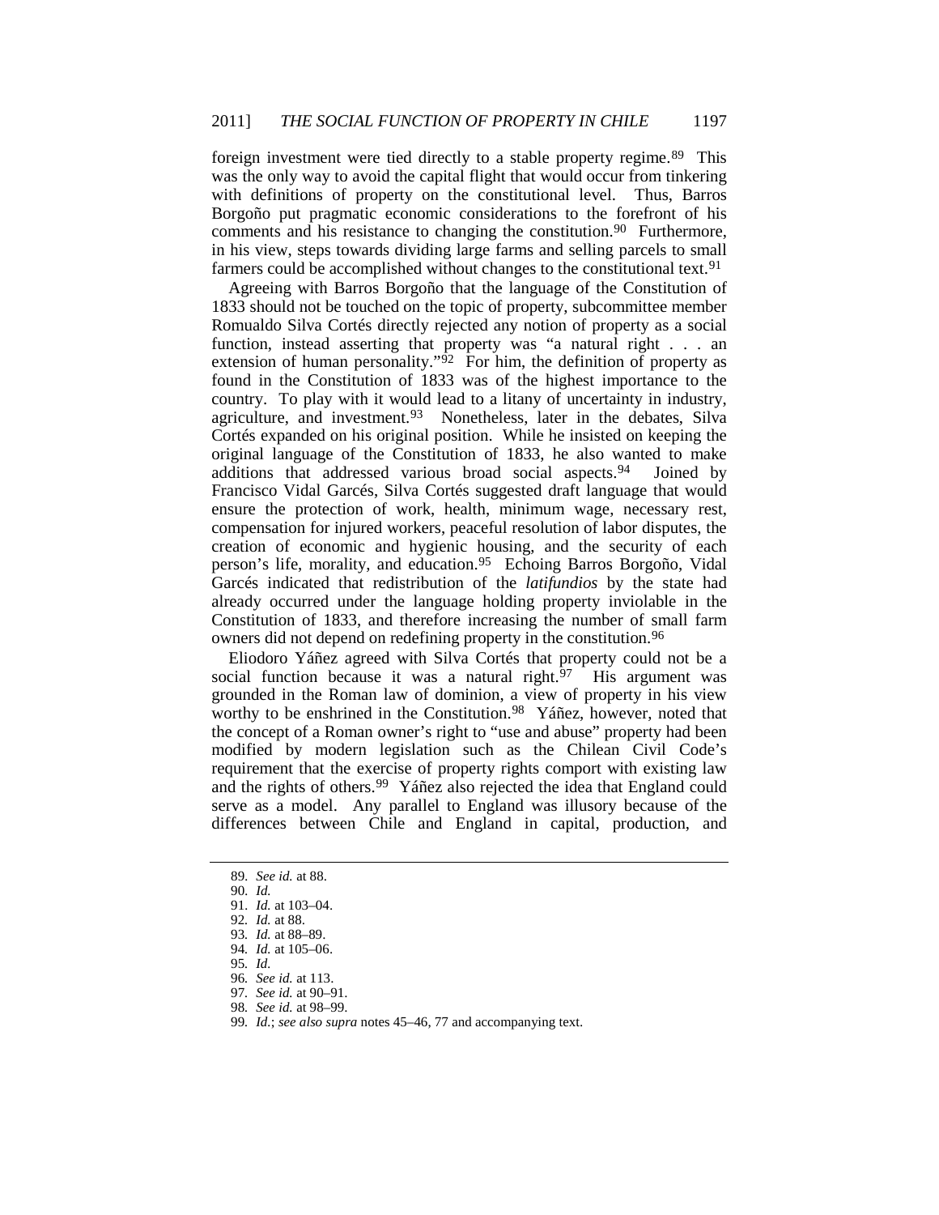foreign investment were tied directly to a stable property regime.[89] This was the only way to avoid the capital flight that would occur from tinkering with definitions of property on the constitutional level. Thus, Barros Borgoño put pragmatic economic considerations to the forefront of his comments and his resistance to changing the constitution.[90] Furthermore, in his view, steps towards dividing large farms and selling parcels to small farmers could be accomplished without changes to the constitutional text.[91]

Agreeing with Barros Borgoño that the language of the Constitution of 1833 should not be touched on the topic of property, subcommittee member Romualdo Silva Cortés directly rejected any notion of property as a social function, instead asserting that property was "a natural right . . . an extension of human personality."[92] For him, the definition of property as found in the Constitution of 1833 was of the highest importance to the country. To play with it would lead to a litany of uncertainty in industry, agriculture, and investment.[93] Nonetheless, later in the debates, Silva Cortés expanded on his original position. While he insisted on keeping the original language of the Constitution of 1833, he also wanted to make additions that addressed various broad social aspects.[94] Joined by Francisco Vidal Garcés, Silva Cortés suggested draft language that would ensure the protection of work, health, minimum wage, necessary rest, compensation for injured workers, peaceful resolution of labor disputes, the creation of economic and hygienic housing, and the security of each person's life, morality, and education.[95] Echoing Barros Borgoño, Vidal Garcés indicated that redistribution of the *latifundios* by the state had already occurred under the language holding property inviolable in the Constitution of 1833, and therefore increasing the number of small farm owners did not depend on redefining property in the constitution.[96]

Eliodoro Yáñez agreed with Silva Cortés that property could not be a social function because it was a natural right.[97] His argument was grounded in the Roman law of dominion, a view of property in his view worthy to be enshrined in the Constitution.[98] Yáñez, however, noted that the concept of a Roman owner's right to "use and abuse" property had been modified by modern legislation such as the Chilean Civil Code's requirement that the exercise of property rights comport with existing law and the rights of others.[99] Yáñez also rejected the idea that England could serve as a model. Any parallel to England was illusory because of the differences between Chile and England in capital, production, and

---

89. *See id.* at 88.
90. *Id.*
91. *Id.* at 103–04.
92. *Id.* at 88.
93. *Id.* at 88–89.
94. *Id.* at 105–06.
95. *Id.*
96. *See id.* at 113.
97. *See id.* at 90–91.
98. *See id.* at 98–99.
99. *Id.*; *see also supra* notes 45–46, 77 and accompanying text.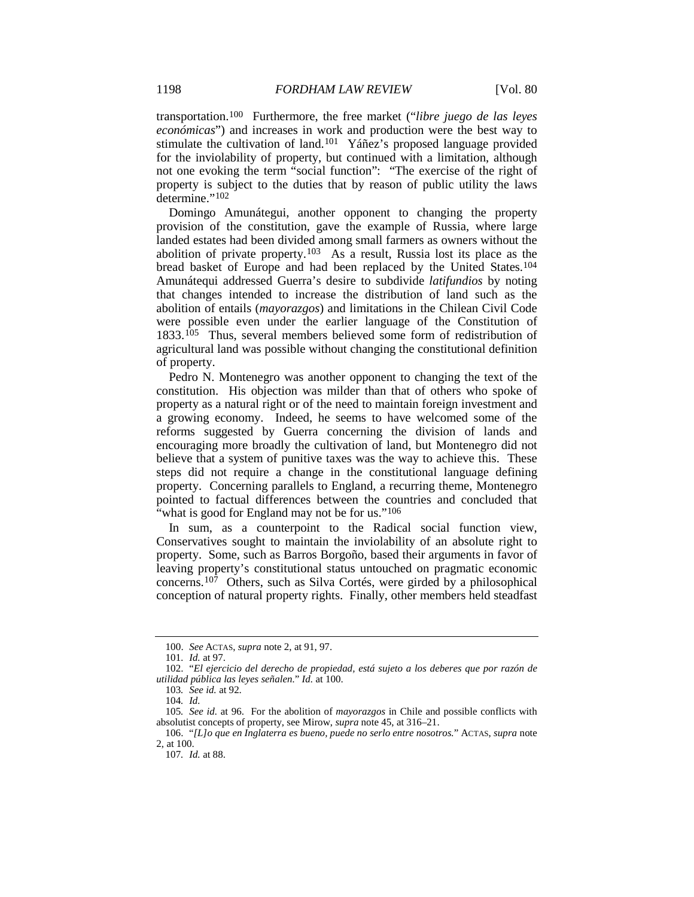transportation.[100] Furthermore, the free market ("*libre juego de las leyes económicas*") and increases in work and production were the best way to stimulate the cultivation of land.[101] Yáñez's proposed language provided for the inviolability of property, but continued with a limitation, although not one evoking the term "social function": "The exercise of the right of property is subject to the duties that by reason of public utility the laws determine."[102]

Domingo Amunátegui, another opponent to changing the property provision of the constitution, gave the example of Russia, where large landed estates had been divided among small farmers as owners without the abolition of private property.[103] As a result, Russia lost its place as the bread basket of Europe and had been replaced by the United States.[104] Amunátequi addressed Guerra's desire to subdivide *latifundios* by noting that changes intended to increase the distribution of land such as the abolition of entails (*mayorazgos*) and limitations in the Chilean Civil Code were possible even under the earlier language of the Constitution of 1833.[105] Thus, several members believed some form of redistribution of agricultural land was possible without changing the constitutional definition of property.

Pedro N. Montenegro was another opponent to changing the text of the constitution. His objection was milder than that of others who spoke of property as a natural right or of the need to maintain foreign investment and a growing economy. Indeed, he seems to have welcomed some of the reforms suggested by Guerra concerning the division of lands and encouraging more broadly the cultivation of land, but Montenegro did not believe that a system of punitive taxes was the way to achieve this. These steps did not require a change in the constitutional language defining property. Concerning parallels to England, a recurring theme, Montenegro pointed to factual differences between the countries and concluded that "what is good for England may not be for us."[106]

In sum, as a counterpoint to the Radical social function view, Conservatives sought to maintain the inviolability of an absolute right to property. Some, such as Barros Borgoño, based their arguments in favor of leaving property's constitutional status untouched on pragmatic economic concerns.[107] Others, such as Silva Cortés, were girded by a philosophical conception of natural property rights. Finally, other members held steadfast

---

100. *See* ACTAS, *supra* note 2, at 91, 97.

101. *Id.* at 97.

102. "*El ejercicio del derecho de propiedad, está sujeto a los deberes que por razón de utilidad pública las leyes señalen.*" *Id.* at 100.

103. *See id.* at 92.

104. *Id.*

105. *See id.* at 96. For the abolition of *mayorazgos* in Chile and possible conflicts with absolutist concepts of property, see Mirow, *supra* note 45, at 316–21.

106. "*[L]o que en Inglaterra es bueno, puede no serlo entre nosotros.*" ACTAS, *supra* note 2, at 100.

107. *Id.* at 88.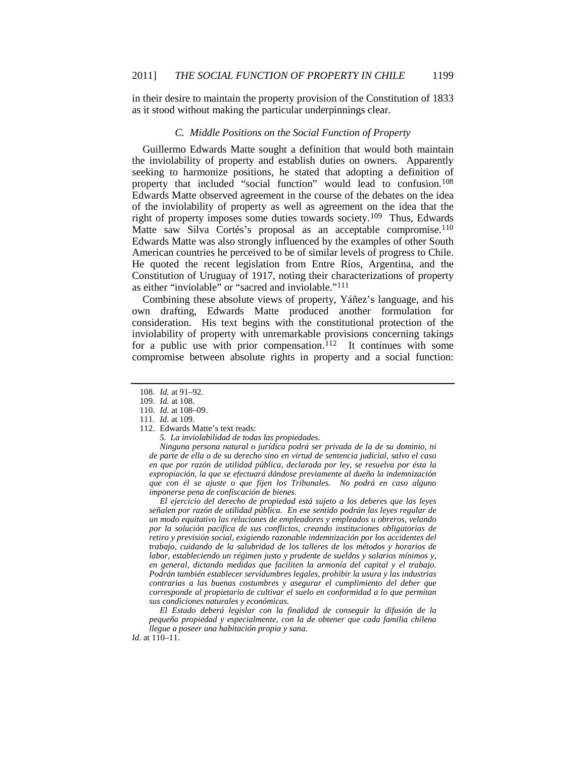in their desire to maintain the property provision of the Constitution of 1833 as it stood without making the particular underpinnings clear.

### C. Middle Positions on the Social Function of Property

Guillermo Edwards Matte sought a definition that would both maintain the inviolability of property and establish duties on owners. Apparently seeking to harmonize positions, he stated that adopting a definition of property that included "social function" would lead to confusion.[108] Edwards Matte observed agreement in the course of the debates on the idea of the inviolability of property as well as agreement on the idea that the right of property imposes some duties towards society.[109] Thus, Edwards Matte saw Silva Cortés's proposal as an acceptable compromise.[110] Edwards Matte was also strongly influenced by the examples of other South American countries he perceived to be of similar levels of progress to Chile. He quoted the recent legislation from Entre Ríos, Argentina, and the Constitution of Uruguay of 1917, noting their characterizations of property as either "inviolable" or "sacred and inviolable."[111]

Combining these absolute views of property, Yáñez's language, and his own drafting, Edwards Matte produced another formulation for consideration. His text begins with the constitutional protection of the inviolability of property with unremarkable provisions concerning takings for a public use with prior compensation.[112] It continues with some compromise between absolute rights in property and a social function:

---

108. *Id.* at 91–92.

109. *Id.* at 108.

110. *Id.* at 108–09.

111. *Id.* at 109.

112. Edwards Matte's text reads:

> *5. La inviolabilidad de todas las propiedades.*
>
> *Ninguna persona natural o jurídica podrá ser privada de la de su dominio, ni de parte de ella o de su derecho sino en virtud de sentencia judicial, salvo el caso en que por razón de utilidad pública, declarada por ley, se resuelva por ésta la expropiación, la que se efectuará dándose previamente al dueño la indemnización que con él se ajuste o que fijen los Tribunales. No podrá en caso alguno imponerse pena de confiscación de bienes.*
>
> *El ejercicio del derecho de propiedad está sujeto a los deberes que las leyes señalen por razón de utilidad pública. En ese sentido podrán las leyes regular de un modo equitativo las relaciones de empleadores y empleados u obreros, velando por la solución pacífica de sus conflictos, creando instituciones obligatorias de retiro y previsión social, exigiendo razonable indemnización por los accidentes del trabajo, cuidando de la salubridad de los talleres de los métodos y horarios de labor, estableciendo un régimen justo y prudente de sueldos y salarios mínimos y, en general, dictando medidas que faciliten la armonía del capital y el trabajo. Podrán también establecer servidumbres legales, prohibir la usura y las industrias contrarias a las buenas costumbres y asegurar el cumplimiento del deber que corresponde al propietario de cultivar el suelo en conformidad a lo que permitan sus condiciones naturales y económicas.*
>
> *El Estado deberá legislar con la finalidad de conseguir la difusión de la pequeña propiedad y especialmente, con la de obtener que cada familia chilena llegue a poseer una habitación propia y sana.*

*Id.* at 110–11.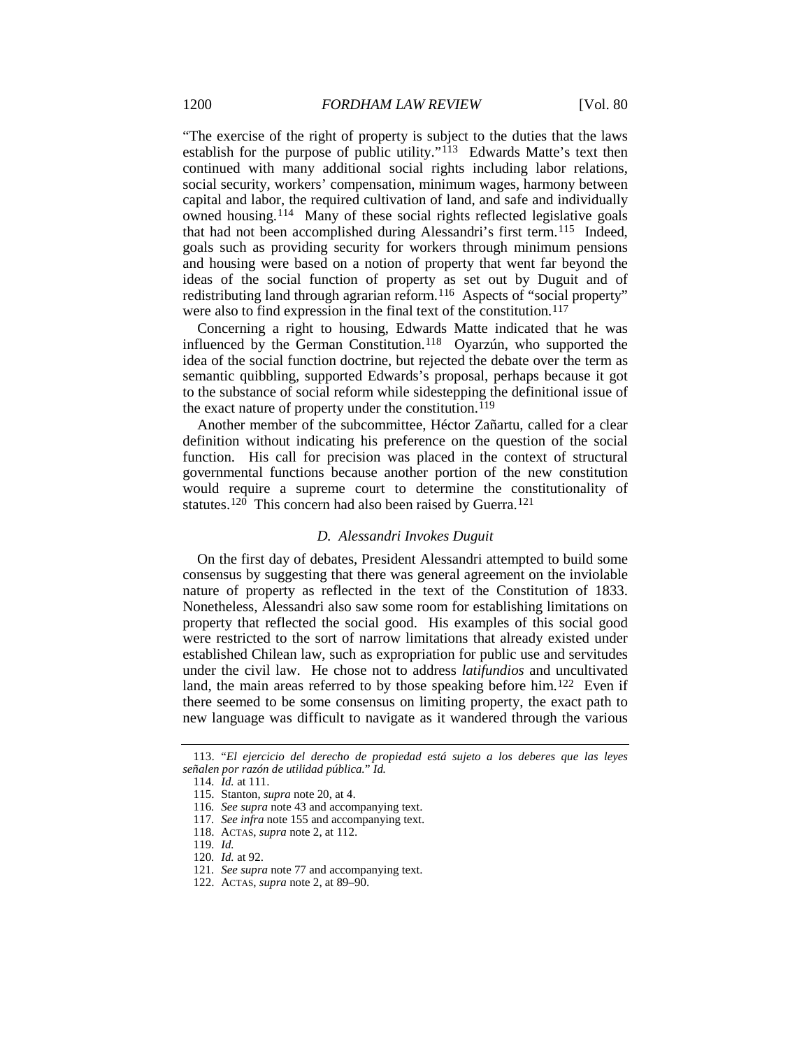"The exercise of the right of property is subject to the duties that the laws establish for the purpose of public utility."[113] Edwards Matte's text then continued with many additional social rights including labor relations, social security, workers' compensation, minimum wages, harmony between capital and labor, the required cultivation of land, and safe and individually owned housing.[114] Many of these social rights reflected legislative goals that had not been accomplished during Alessandri's first term.[115] Indeed, goals such as providing security for workers through minimum pensions and housing were based on a notion of property that went far beyond the ideas of the social function of property as set out by Duguit and of redistributing land through agrarian reform.[116] Aspects of "social property" were also to find expression in the final text of the constitution.[117]

Concerning a right to housing, Edwards Matte indicated that he was influenced by the German Constitution.[118] Oyarzún, who supported the idea of the social function doctrine, but rejected the debate over the term as semantic quibbling, supported Edwards's proposal, perhaps because it got to the substance of social reform while sidestepping the definitional issue of the exact nature of property under the constitution.[119]

Another member of the subcommittee, Héctor Zañartu, called for a clear definition without indicating his preference on the question of the social function. His call for precision was placed in the context of structural governmental functions because another portion of the new constitution would require a supreme court to determine the constitutionality of statutes.[120] This concern had also been raised by Guerra.[121]

### *D. Alessandri Invokes Duguit*

On the first day of debates, President Alessandri attempted to build some consensus by suggesting that there was general agreement on the inviolable nature of property as reflected in the text of the Constitution of 1833. Nonetheless, Alessandri also saw some room for establishing limitations on property that reflected the social good. His examples of this social good were restricted to the sort of narrow limitations that already existed under established Chilean law, such as expropriation for public use and servitudes under the civil law. He chose not to address *latifundios* and uncultivated land, the main areas referred to by those speaking before him.[122] Even if there seemed to be some consensus on limiting property, the exact path to new language was difficult to navigate as it wandered through the various

---

113. "*El ejercicio del derecho de propiedad está sujeto a los deberes que las leyes señalen por razón de utilidad pública.*" *Id.*

114. *Id.* at 111.

115. Stanton, *supra* note 20, at 4.

116. *See supra* note 43 and accompanying text.

117. *See infra* note 155 and accompanying text.

118. ACTAS, *supra* note 2, at 112.

119. *Id.*

120. *Id.* at 92.

121. *See supra* note 77 and accompanying text.

122. ACTAS, *supra* note 2, at 89–90.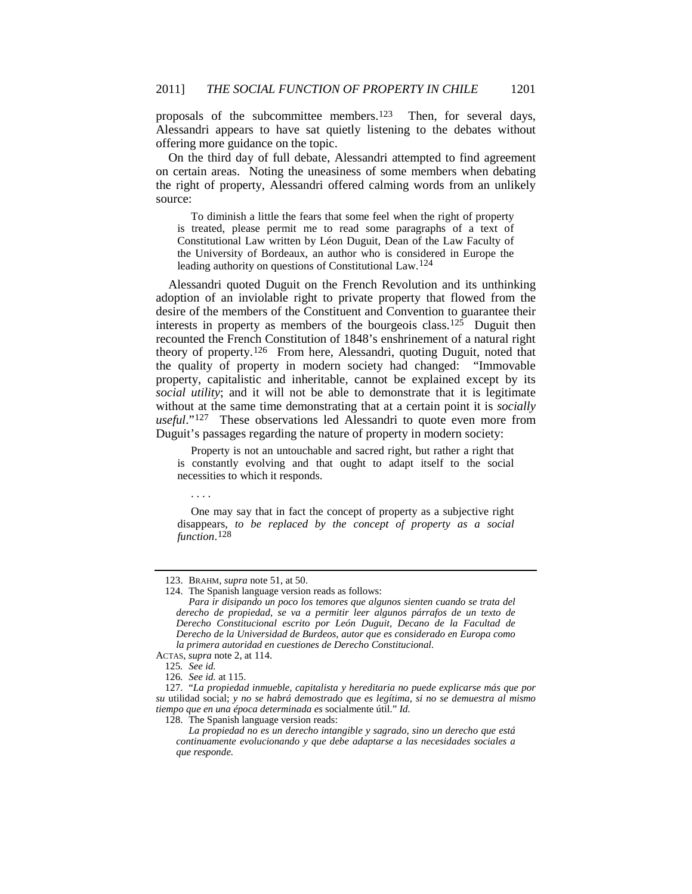proposals of the subcommittee members.[123] Then, for several days, Alessandri appears to have sat quietly listening to the debates without offering more guidance on the topic.

On the third day of full debate, Alessandri attempted to find agreement on certain areas. Noting the uneasiness of some members when debating the right of property, Alessandri offered calming words from an unlikely source:

> To diminish a little the fears that some feel when the right of property is treated, please permit me to read some paragraphs of a text of Constitutional Law written by Léon Duguit, Dean of the Law Faculty of the University of Bordeaux, an author who is considered in Europe the leading authority on questions of Constitutional Law.[124]

Alessandri quoted Duguit on the French Revolution and its unthinking adoption of an inviolable right to private property that flowed from the desire of the members of the Constituent and Convention to guarantee their interests in property as members of the bourgeois class.[125] Duguit then recounted the French Constitution of 1848's enshrinement of a natural right theory of property.[126] From here, Alessandri, quoting Duguit, noted that the quality of property in modern society had changed: "Immovable property, capitalistic and inheritable, cannot be explained except by its *social utility*; and it will not be able to demonstrate that it is legitimate without at the same time demonstrating that at a certain point it is *socially useful*."[127] These observations led Alessandri to quote even more from Duguit's passages regarding the nature of property in modern society:

> Property is not an untouchable and sacred right, but rather a right that is constantly evolving and that ought to adapt itself to the social necessities to which it responds.
>
> . . . .
>
> One may say that in fact the concept of property as a subjective right disappears, *to be replaced by the concept of property as a social function*.[128]

---

123. BRAHM, *supra* note 51, at 50.

124. The Spanish language version reads as follows:

> *Para ir disipando un poco los temores que algunos sienten cuando se trata del derecho de propiedad, se va a permitir leer algunos párrafos de un texto de Derecho Constitucional escrito por León Duguit, Decano de la Facultad de Derecho de la Universidad de Burdeos, autor que es considerado en Europa como la primera autoridad en cuestiones de Derecho Constitucional.*

ACTAS, *supra* note 2, at 114.

125. *See id.*

126. *See id.* at 115.

127. "*La propiedad inmueble, capitalista y hereditaria no puede explicarse más que por su* utilidad social; *y no se habrá demostrado que es legítima, si no se demuestra al mismo tiempo que en una época determinada es* socialmente útil." *Id.*

128. The Spanish language version reads:

> *La propiedad no es un derecho intangible y sagrado, sino un derecho que está continuamente evolucionando y que debe adaptarse a las necesidades sociales a que responde.*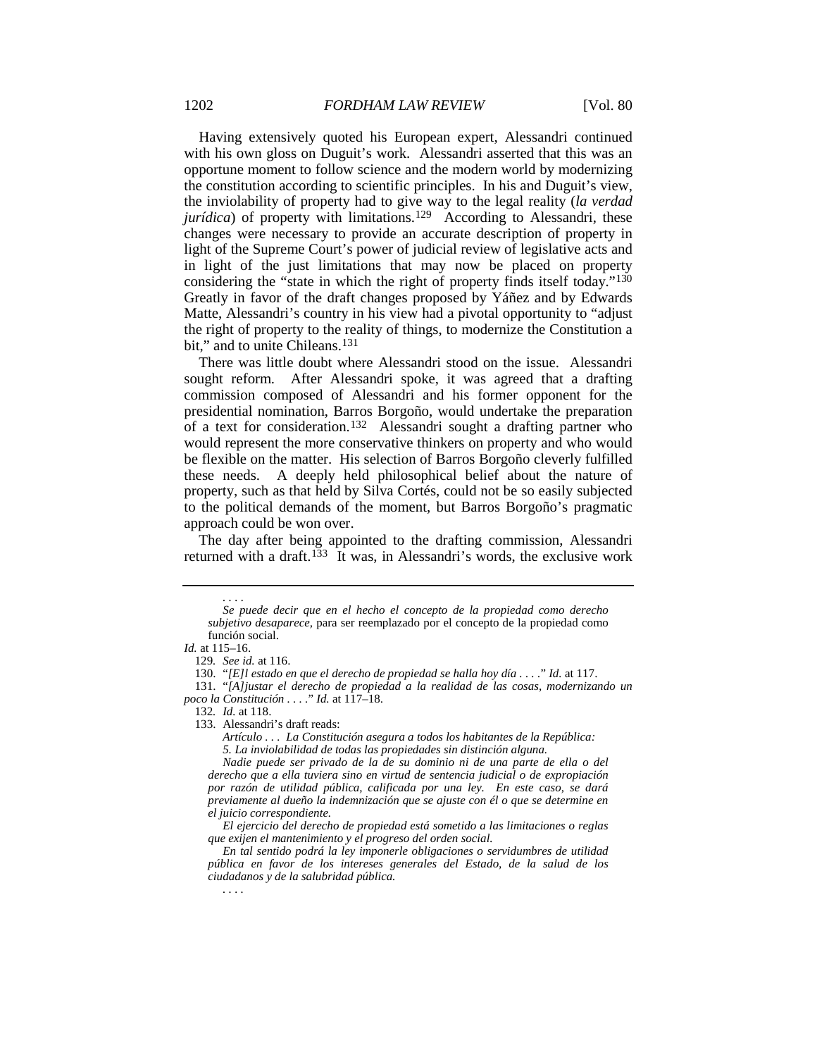Having extensively quoted his European expert, Alessandri continued with his own gloss on Duguit's work. Alessandri asserted that this was an opportune moment to follow science and the modern world by modernizing the constitution according to scientific principles. In his and Duguit's view, the inviolability of property had to give way to the legal reality (*la verdad jurídica*) of property with limitations.[129] According to Alessandri, these changes were necessary to provide an accurate description of property in light of the Supreme Court's power of judicial review of legislative acts and in light of the just limitations that may now be placed on property considering the "state in which the right of property finds itself today."[130] Greatly in favor of the draft changes proposed by Yáñez and by Edwards Matte, Alessandri's country in his view had a pivotal opportunity to "adjust the right of property to the reality of things, to modernize the Constitution a bit," and to unite Chileans.[131]

There was little doubt where Alessandri stood on the issue. Alessandri sought reform. After Alessandri spoke, it was agreed that a drafting commission composed of Alessandri and his former opponent for the presidential nomination, Barros Borgoño, would undertake the preparation of a text for consideration.[132] Alessandri sought a drafting partner who would represent the more conservative thinkers on property and who would be flexible on the matter. His selection of Barros Borgoño cleverly fulfilled these needs. A deeply held philosophical belief about the nature of property, such as that held by Silva Cortés, could not be so easily subjected to the political demands of the moment, but Barros Borgoño's pragmatic approach could be won over.

The day after being appointed to the drafting commission, Alessandri returned with a draft.[133] It was, in Alessandri's words, the exclusive work

---

> . . . .
>
> *Se puede decir que en el hecho el concepto de la propiedad como derecho subjetivo desaparece,* para ser reemplazado por el concepto de la propiedad como función social.

*Id.* at 115–16.

129. *See id.* at 116.

130. "*[E]l estado en que el derecho de propiedad se halla hoy día* . . . ." *Id.* at 117.

131. "*[A]justar el derecho de propiedad a la realidad de las cosas, modernizando un poco la Constitución* . . . ." *Id.* at 117–18.

132. *Id.* at 118.

133. Alessandri's draft reads:

> *Artículo . . . La Constitución asegura a todos los habitantes de la República:*
>
> *5. La inviolabilidad de todas las propiedades sin distinción alguna.*
>
> *Nadie puede ser privado de la de su dominio ni de una parte de ella o del derecho que a ella tuviera sino en virtud de sentencia judicial o de expropiación por razón de utilidad pública, calificada por una ley. En este caso, se dará previamente al dueño la indemnización que se ajuste con él o que se determine en el juicio correspondiente.*
>
> *El ejercicio del derecho de propiedad está sometido a las limitaciones o reglas que exijen el mantenimiento y el progreso del orden social.*
>
> *En tal sentido podrá la ley imponerle obligaciones o servidumbres de utilidad pública en favor de los intereses generales del Estado, de la salud de los ciudadanos y de la salubridad pública.*
>
> . . . .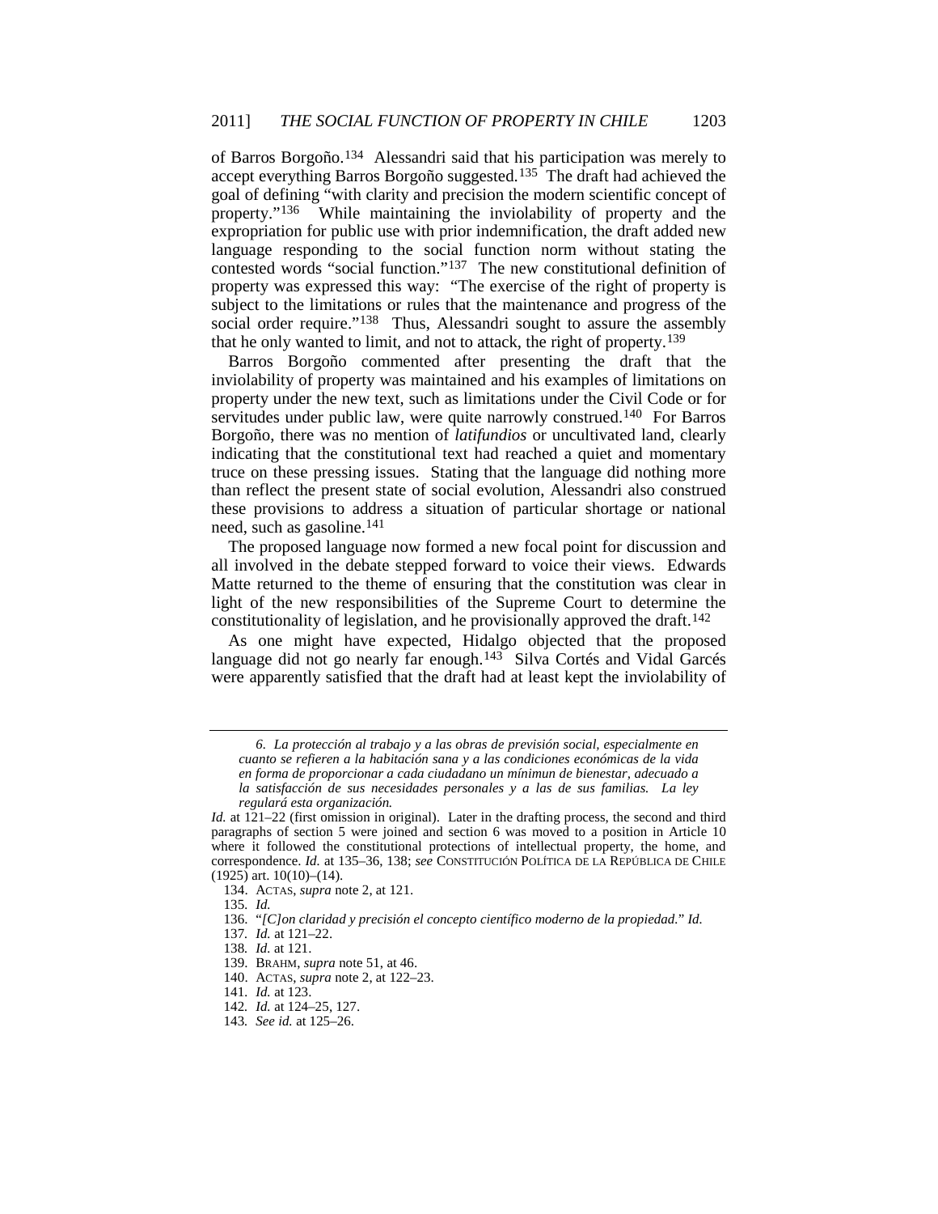of Barros Borgoño.[134] Alessandri said that his participation was merely to accept everything Barros Borgoño suggested.[135] The draft had achieved the goal of defining "with clarity and precision the modern scientific concept of property."[136] While maintaining the inviolability of property and the expropriation for public use with prior indemnification, the draft added new language responding to the social function norm without stating the contested words "social function."[137] The new constitutional definition of property was expressed this way: "The exercise of the right of property is subject to the limitations or rules that the maintenance and progress of the social order require."[138] Thus, Alessandri sought to assure the assembly that he only wanted to limit, and not to attack, the right of property.[139]

Barros Borgoño commented after presenting the draft that the inviolability of property was maintained and his examples of limitations on property under the new text, such as limitations under the Civil Code or for servitudes under public law, were quite narrowly construed.[140] For Barros Borgoño, there was no mention of *latifundios* or uncultivated land, clearly indicating that the constitutional text had reached a quiet and momentary truce on these pressing issues. Stating that the language did nothing more than reflect the present state of social evolution, Alessandri also construed these provisions to address a situation of particular shortage or national need, such as gasoline.[141]

The proposed language now formed a new focal point for discussion and all involved in the debate stepped forward to voice their views. Edwards Matte returned to the theme of ensuring that the constitution was clear in light of the new responsibilities of the Supreme Court to determine the constitutionality of legislation, and he provisionally approved the draft.[142]

As one might have expected, Hidalgo objected that the proposed language did not go nearly far enough.[143] Silva Cortés and Vidal Garcés were apparently satisfied that the draft had at least kept the inviolability of

---

> *6. La protección al trabajo y a las obras de previsión social, especialmente en cuanto se refieren a la habitación sana y a las condiciones económicas de la vida en forma de proporcionar a cada ciudadano un mínimun de bienestar, adecuado a la satisfacción de sus necesidades personales y a las de sus familias. La ley regulará esta organización.*

*Id.* at 121–22 (first omission in original). Later in the drafting process, the second and third paragraphs of section 5 were joined and section 6 was moved to a position in Article 10 where it followed the constitutional protections of intellectual property, the home, and correspondence. *Id.* at 135–36, 138; *see* CONSTITUCIÓN POLÍTICA DE LA REPÚBLICA DE CHILE (1925) art. 10(10)–(14).

134. ACTAS, *supra* note 2, at 121.

135. *Id.*

136. "*[C]on claridad y precisión el concepto científico moderno de la propiedad*." *Id.*

137. *Id.* at 121–22.

138. *Id.* at 121.

139. BRAHM, *supra* note 51, at 46.

140. ACTAS, *supra* note 2, at 122–23.

141. *Id.* at 123.

142. *Id.* at 124–25, 127.

143. *See id.* at 125–26.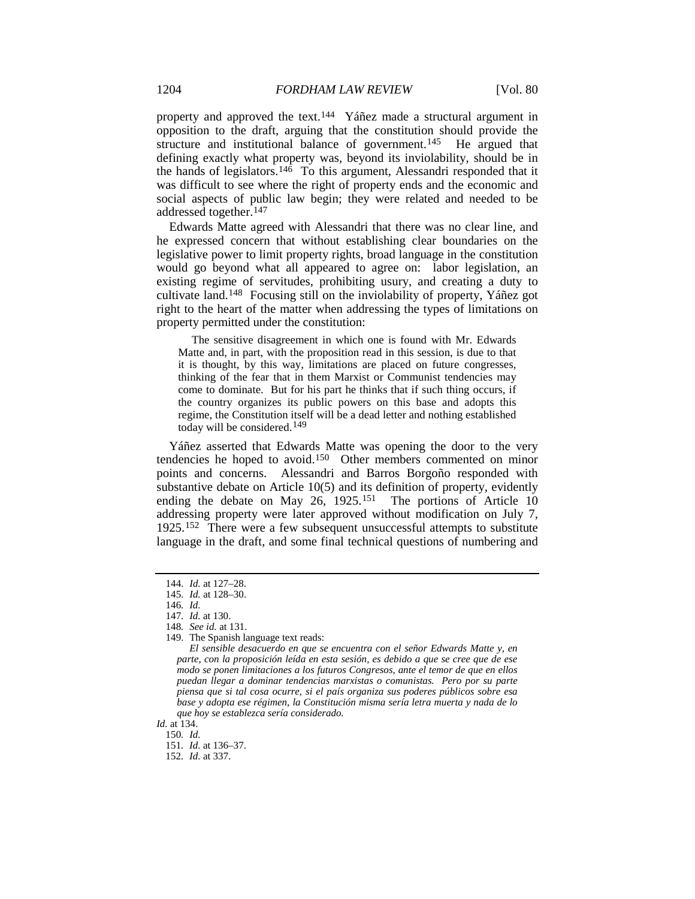property and approved the text.[144] Yáñez made a structural argument in opposition to the draft, arguing that the constitution should provide the structure and institutional balance of government.[145] He argued that defining exactly what property was, beyond its inviolability, should be in the hands of legislators.[146] To this argument, Alessandri responded that it was difficult to see where the right of property ends and the economic and social aspects of public law begin; they were related and needed to be addressed together.[147]

Edwards Matte agreed with Alessandri that there was no clear line, and he expressed concern that without establishing clear boundaries on the legislative power to limit property rights, broad language in the constitution would go beyond what all appeared to agree on: labor legislation, an existing regime of servitudes, prohibiting usury, and creating a duty to cultivate land.[148] Focusing still on the inviolability of property, Yáñez got right to the heart of the matter when addressing the types of limitations on property permitted under the constitution:

> The sensitive disagreement in which one is found with Mr. Edwards Matte and, in part, with the proposition read in this session, is due to that it is thought, by this way, limitations are placed on future congresses, thinking of the fear that in them Marxist or Communist tendencies may come to dominate. But for his part he thinks that if such thing occurs, if the country organizes its public powers on this base and adopts this regime, the Constitution itself will be a dead letter and nothing established today will be considered.[149]

Yáñez asserted that Edwards Matte was opening the door to the very tendencies he hoped to avoid.[150] Other members commented on minor points and concerns. Alessandri and Barros Borgoño responded with substantive debate on Article 10(5) and its definition of property, evidently ending the debate on May 26, 1925.[151] The portions of Article 10 addressing property were later approved without modification on July 7, 1925.[152] There were a few subsequent unsuccessful attempts to substitute language in the draft, and some final technical questions of numbering and

---

144. *Id.* at 127–28.

145. *Id.* at 128–30.

146. *Id.*

147. *Id.* at 130.

148. *See id.* at 131.

149. The Spanish language text reads:

> *El sensible desacuerdo en que se encuentra con el señor Edwards Matte y, en parte, con la proposición leída en esta sesión, es debido a que se cree que de ese modo se ponen limitaciones a los futuros Congresos, ante el temor de que en ellos puedan llegar a dominar tendencias marxistas o comunistas. Pero por su parte piensa que si tal cosa ocurre, si el país organiza sus poderes públicos sobre esa base y adopta ese régimen, la Constitución misma sería letra muerta y nada de lo que hoy se establezca sería considerado.*

*Id.* at 134.

150. *Id.*

151. *Id.* at 136–37.

152. *Id.* at 337.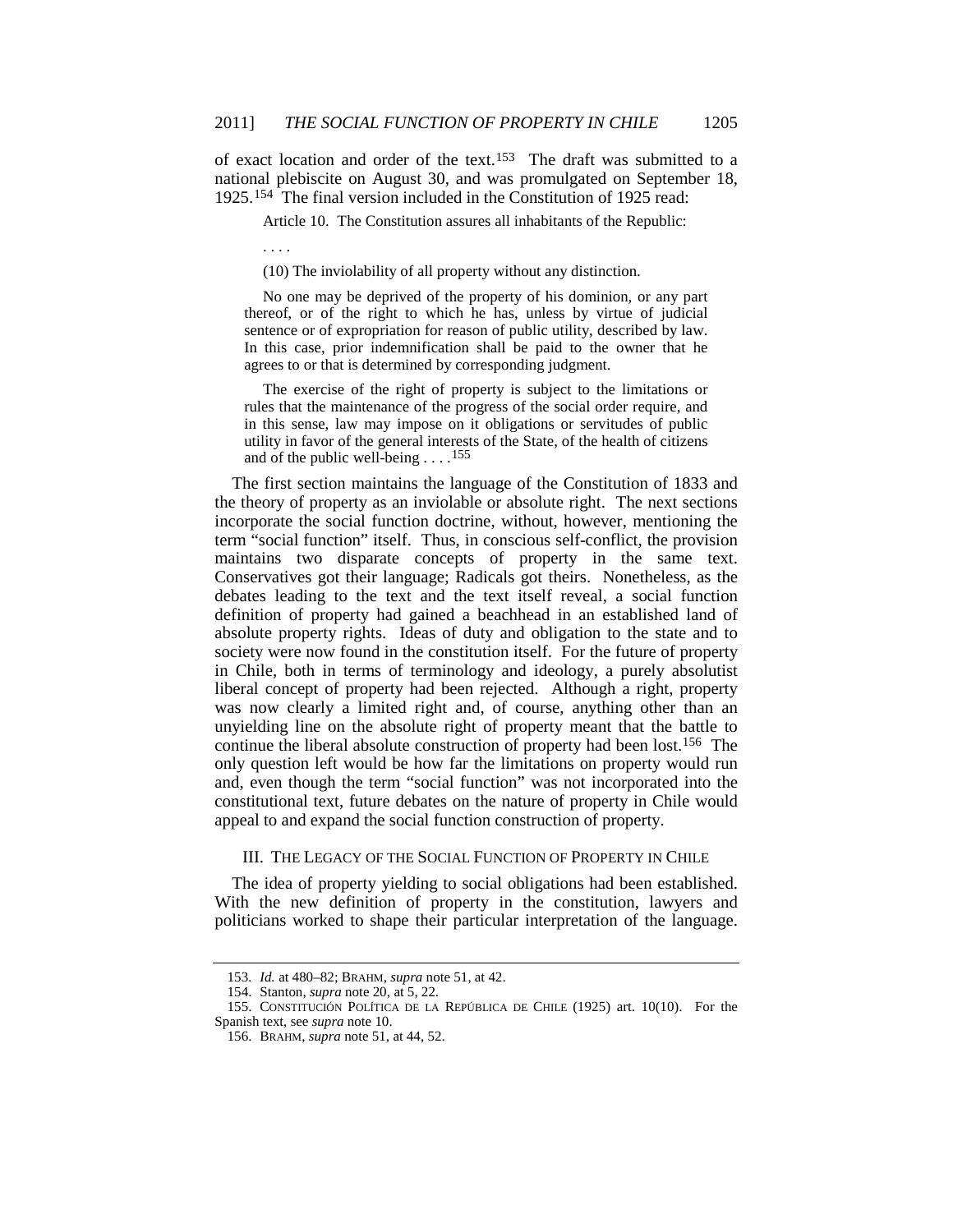of exact location and order of the text.[153] The draft was submitted to a national plebiscite on August 30, and was promulgated on September 18, 1925.[154] The final version included in the Constitution of 1925 read:

> Article 10. The Constitution assures all inhabitants of the Republic:
>
> . . . .
>
> (10) The inviolability of all property without any distinction.
>
> No one may be deprived of the property of his dominion, or any part thereof, or of the right to which he has, unless by virtue of judicial sentence or of expropriation for reason of public utility, described by law. In this case, prior indemnification shall be paid to the owner that he agrees to or that is determined by corresponding judgment.
>
> The exercise of the right of property is subject to the limitations or rules that the maintenance of the progress of the social order require, and in this sense, law may impose on it obligations or servitudes of public utility in favor of the general interests of the State, of the health of citizens and of the public well-being . . . .[155]

The first section maintains the language of the Constitution of 1833 and the theory of property as an inviolable or absolute right. The next sections incorporate the social function doctrine, without, however, mentioning the term "social function" itself. Thus, in conscious self-conflict, the provision maintains two disparate concepts of property in the same text. Conservatives got their language; Radicals got theirs. Nonetheless, as the debates leading to the text and the text itself reveal, a social function definition of property had gained a beachhead in an established land of absolute property rights. Ideas of duty and obligation to the state and to society were now found in the constitution itself. For the future of property in Chile, both in terms of terminology and ideology, a purely absolutist liberal concept of property had been rejected. Although a right, property was now clearly a limited right and, of course, anything other than an unyielding line on the absolute right of property meant that the battle to continue the liberal absolute construction of property had been lost.[156] The only question left would be how far the limitations on property would run and, even though the term "social function" was not incorporated into the constitutional text, future debates on the nature of property in Chile would appeal to and expand the social function construction of property.

## III. The Legacy of the Social Function of Property in Chile

The idea of property yielding to social obligations had been established. With the new definition of property in the constitution, lawyers and politicians worked to shape their particular interpretation of the language.

---

153. *Id.* at 480–82; Brahm, *supra* note 51, at 42.

154. Stanton, *supra* note 20, at 5, 22.

155. Constitución Política de la República de Chile (1925) art. 10(10). For the Spanish text, see *supra* note 10.

156. Brahm, *supra* note 51, at 44, 52.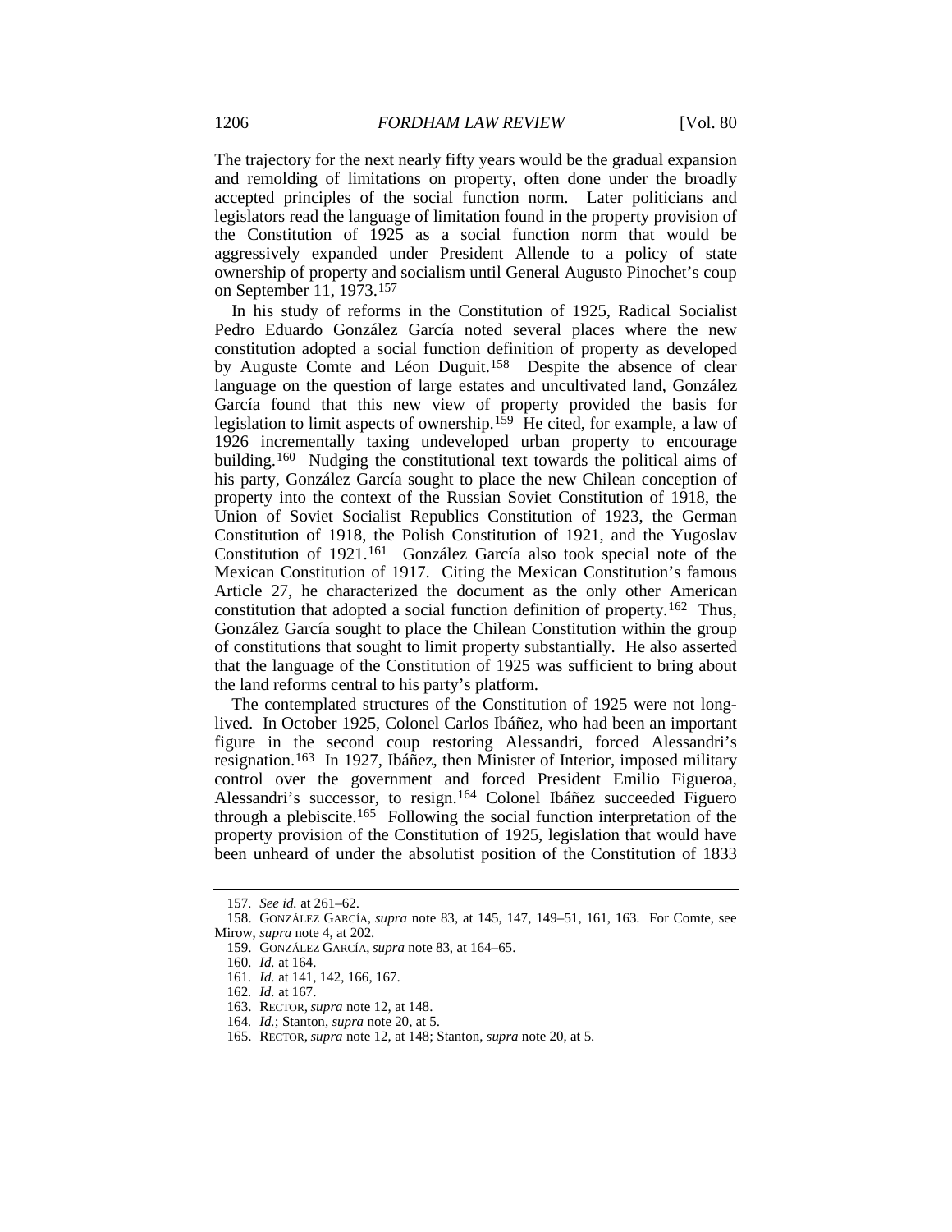The trajectory for the next nearly fifty years would be the gradual expansion and remolding of limitations on property, often done under the broadly accepted principles of the social function norm. Later politicians and legislators read the language of limitation found in the property provision of the Constitution of 1925 as a social function norm that would be aggressively expanded under President Allende to a policy of state ownership of property and socialism until General Augusto Pinochet's coup on September 11, 1973.[157]

In his study of reforms in the Constitution of 1925, Radical Socialist Pedro Eduardo González García noted several places where the new constitution adopted a social function definition of property as developed by Auguste Comte and Léon Duguit.[158] Despite the absence of clear language on the question of large estates and uncultivated land, González García found that this new view of property provided the basis for legislation to limit aspects of ownership.[159] He cited, for example, a law of 1926 incrementally taxing undeveloped urban property to encourage building.[160] Nudging the constitutional text towards the political aims of his party, González García sought to place the new Chilean conception of property into the context of the Russian Soviet Constitution of 1918, the Union of Soviet Socialist Republics Constitution of 1923, the German Constitution of 1918, the Polish Constitution of 1921, and the Yugoslav Constitution of 1921.[161] González García also took special note of the Mexican Constitution of 1917. Citing the Mexican Constitution's famous Article 27, he characterized the document as the only other American constitution that adopted a social function definition of property.[162] Thus, González García sought to place the Chilean Constitution within the group of constitutions that sought to limit property substantially. He also asserted that the language of the Constitution of 1925 was sufficient to bring about the land reforms central to his party's platform.

The contemplated structures of the Constitution of 1925 were not long-lived. In October 1925, Colonel Carlos Ibáñez, who had been an important figure in the second coup restoring Alessandri, forced Alessandri's resignation.[163] In 1927, Ibáñez, then Minister of Interior, imposed military control over the government and forced President Emilio Figueroa, Alessandri's successor, to resign.[164] Colonel Ibáñez succeeded Figuero through a plebiscite.[165] Following the social function interpretation of the property provision of the Constitution of 1925, legislation that would have been unheard of under the absolutist position of the Constitution of 1833

---

157. *See id.* at 261–62.

158. GONZÁLEZ GARCÍA, *supra* note 83, at 145, 147, 149–51, 161, 163. For Comte, see Mirow, *supra* note 4, at 202.

159. GONZÁLEZ GARCÍA, *supra* note 83, at 164–65.

160. *Id.* at 164.

161. *Id.* at 141, 142, 166, 167.

162. *Id.* at 167.

163. RECTOR, *supra* note 12, at 148.

164. *Id.*; Stanton, *supra* note 20, at 5.

165. RECTOR, *supra* note 12, at 148; Stanton, *supra* note 20, at 5.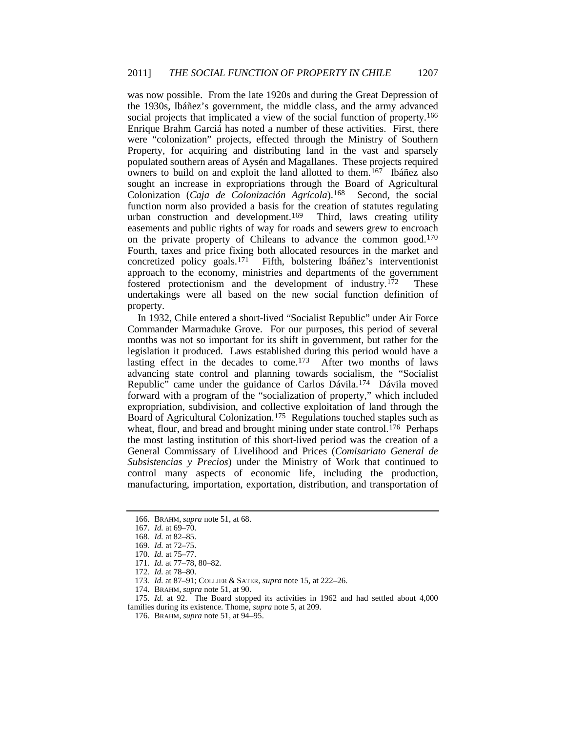was now possible. From the late 1920s and during the Great Depression of the 1930s, Ibáñez's government, the middle class, and the army advanced social projects that implicated a view of the social function of property.[166] Enrique Brahm Garciá has noted a number of these activities. First, there were "colonization" projects, effected through the Ministry of Southern Property, for acquiring and distributing land in the vast and sparsely populated southern areas of Aysén and Magallanes. These projects required owners to build on and exploit the land allotted to them.[167] Ibáñez also sought an increase in expropriations through the Board of Agricultural Colonization (*Caja de Colonización Agrícola*).[168] Second, the social function norm also provided a basis for the creation of statutes regulating urban construction and development.[169] Third, laws creating utility easements and public rights of way for roads and sewers grew to encroach on the private property of Chileans to advance the common good.[170] Fourth, taxes and price fixing both allocated resources in the market and concretized policy goals.[171] Fifth, bolstering Ibáñez's interventionist approach to the economy, ministries and departments of the government fostered protectionism and the development of industry.[172] These undertakings were all based on the new social function definition of property.

In 1932, Chile entered a short-lived "Socialist Republic" under Air Force Commander Marmaduke Grove. For our purposes, this period of several months was not so important for its shift in government, but rather for the legislation it produced. Laws established during this period would have a lasting effect in the decades to come.[173] After two months of laws advancing state control and planning towards socialism, the "Socialist Republic" came under the guidance of Carlos Dávila.[174] Dávila moved forward with a program of the "socialization of property," which included expropriation, subdivision, and collective exploitation of land through the Board of Agricultural Colonization.[175] Regulations touched staples such as wheat, flour, and bread and brought mining under state control.[176] Perhaps the most lasting institution of this short-lived period was the creation of a General Commissary of Livelihood and Prices (*Comisariato General de Subsistencias y Precios*) under the Ministry of Work that continued to control many aspects of economic life, including the production, manufacturing, importation, exportation, distribution, and transportation of

---

166. BRAHM, *supra* note 51, at 68.

167. *Id.* at 69–70.

168. *Id.* at 82–85.

169. *Id.* at 72–75.

170. *Id.* at 75–77.

171. *Id.* at 77–78, 80–82.

172. *Id.* at 78–80.

173. *Id.* at 87–91; COLLIER & SATER, *supra* note 15, at 222–26.

174. BRAHM, *supra* note 51, at 90.

175. *Id.* at 92. The Board stopped its activities in 1962 and had settled about 4,000 families during its existence. Thome, *supra* note 5, at 209.

176. BRAHM, *supra* note 51, at 94–95.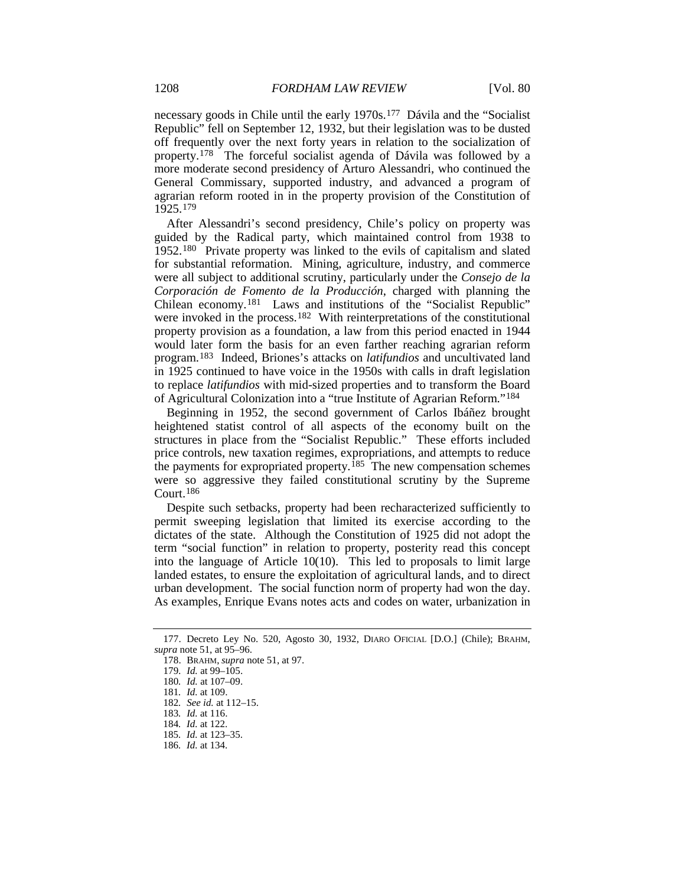necessary goods in Chile until the early 1970s.[177] Dávila and the "Socialist Republic" fell on September 12, 1932, but their legislation was to be dusted off frequently over the next forty years in relation to the socialization of property.[178] The forceful socialist agenda of Dávila was followed by a more moderate second presidency of Arturo Alessandri, who continued the General Commissary, supported industry, and advanced a program of agrarian reform rooted in in the property provision of the Constitution of 1925.[179]

After Alessandri's second presidency, Chile's policy on property was guided by the Radical party, which maintained control from 1938 to 1952.[180] Private property was linked to the evils of capitalism and slated for substantial reformation. Mining, agriculture, industry, and commerce were all subject to additional scrutiny, particularly under the *Consejo de la Corporación de Fomento de la Producción*, charged with planning the Chilean economy.[181] Laws and institutions of the "Socialist Republic" were invoked in the process.[182] With reinterpretations of the constitutional property provision as a foundation, a law from this period enacted in 1944 would later form the basis for an even farther reaching agrarian reform program.[183] Indeed, Briones's attacks on *latifundios* and uncultivated land in 1925 continued to have voice in the 1950s with calls in draft legislation to replace *latifundios* with mid-sized properties and to transform the Board of Agricultural Colonization into a "true Institute of Agrarian Reform."[184]

Beginning in 1952, the second government of Carlos Ibáñez brought heightened statist control of all aspects of the economy built on the structures in place from the "Socialist Republic." These efforts included price controls, new taxation regimes, expropriations, and attempts to reduce the payments for expropriated property.[185] The new compensation schemes were so aggressive they failed constitutional scrutiny by the Supreme Court.[186]

Despite such setbacks, property had been recharacterized sufficiently to permit sweeping legislation that limited its exercise according to the dictates of the state. Although the Constitution of 1925 did not adopt the term "social function" in relation to property, posterity read this concept into the language of Article 10(10). This led to proposals to limit large landed estates, to ensure the exploitation of agricultural lands, and to direct urban development. The social function norm of property had won the day. As examples, Enrique Evans notes acts and codes on water, urbanization in

---

177. Decreto Ley No. 520, Agosto 30, 1932, DIARO OFICIAL [D.O.] (Chile); BRAHM, *supra* note 51, at 95–96.

178. BRAHM, *supra* note 51, at 97.

179. *Id.* at 99–105.

180. *Id.* at 107–09.

181. *Id.* at 109.

182. *See id.* at 112–15.

183. *Id.* at 116.

184. *Id.* at 122.

185. *Id.* at 123–35.

186. *Id.* at 134.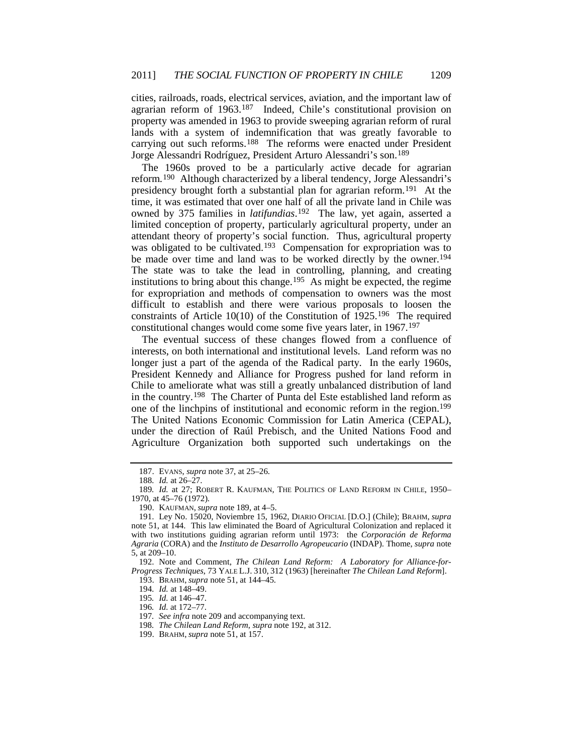cities, railroads, roads, electrical services, aviation, and the important law of agrarian reform of 1963.[187] Indeed, Chile's constitutional provision on property was amended in 1963 to provide sweeping agrarian reform of rural lands with a system of indemnification that was greatly favorable to carrying out such reforms.[188] The reforms were enacted under President Jorge Alessandri Rodríguez, President Arturo Alessandri's son.[189]

The 1960s proved to be a particularly active decade for agrarian reform.[190] Although characterized by a liberal tendency, Jorge Alessandri's presidency brought forth a substantial plan for agrarian reform.[191] At the time, it was estimated that over one half of all the private land in Chile was owned by 375 families in *latifundias*.[192] The law, yet again, asserted a limited conception of property, particularly agricultural property, under an attendant theory of property's social function. Thus, agricultural property was obligated to be cultivated.[193] Compensation for expropriation was to be made over time and land was to be worked directly by the owner.[194] The state was to take the lead in controlling, planning, and creating institutions to bring about this change.[195] As might be expected, the regime for expropriation and methods of compensation to owners was the most difficult to establish and there were various proposals to loosen the constraints of Article 10(10) of the Constitution of 1925.[196] The required constitutional changes would come some five years later, in 1967.[197]

The eventual success of these changes flowed from a confluence of interests, on both international and institutional levels. Land reform was no longer just a part of the agenda of the Radical party. In the early 1960s, President Kennedy and Alliance for Progress pushed for land reform in Chile to ameliorate what was still a greatly unbalanced distribution of land in the country.[198] The Charter of Punta del Este established land reform as one of the linchpins of institutional and economic reform in the region.[199] The United Nations Economic Commission for Latin America (CEPAL), under the direction of Raúl Prebisch, and the United Nations Food and Agriculture Organization both supported such undertakings on the

---

187. EVANS, *supra* note 37, at 25–26.

188. *Id.* at 26–27.

189. *Id.* at 27; ROBERT R. KAUFMAN, THE POLITICS OF LAND REFORM IN CHILE, 1950–1970, at 45–76 (1972).

190. KAUFMAN, *supra* note 189, at 4–5.

191. Ley No. 15020, Noviembre 15, 1962, DIARIO OFICIAL [D.O.] (Chile); BRAHM, *supra* note 51, at 144. This law eliminated the Board of Agricultural Colonization and replaced it with two institutions guiding agrarian reform until 1973: the *Corporación de Reforma Agraria* (CORA) and the *Instituto de Desarrollo Agropeucario* (INDAP). Thome, *supra* note 5, at 209–10.

192. Note and Comment, *The Chilean Land Reform: A Laboratory for Alliance-for-Progress Techniques*, 73 YALE L.J. 310, 312 (1963) [hereinafter *The Chilean Land Reform*].

193. BRAHM, *supra* note 51, at 144–45.

194. *Id.* at 148–49.

195. *Id.* at 146–47.

196. *Id.* at 172–77.

197. *See infra* note 209 and accompanying text.

198. *The Chilean Land Reform*, *supra* note 192, at 312.

199. BRAHM, *supra* note 51, at 157.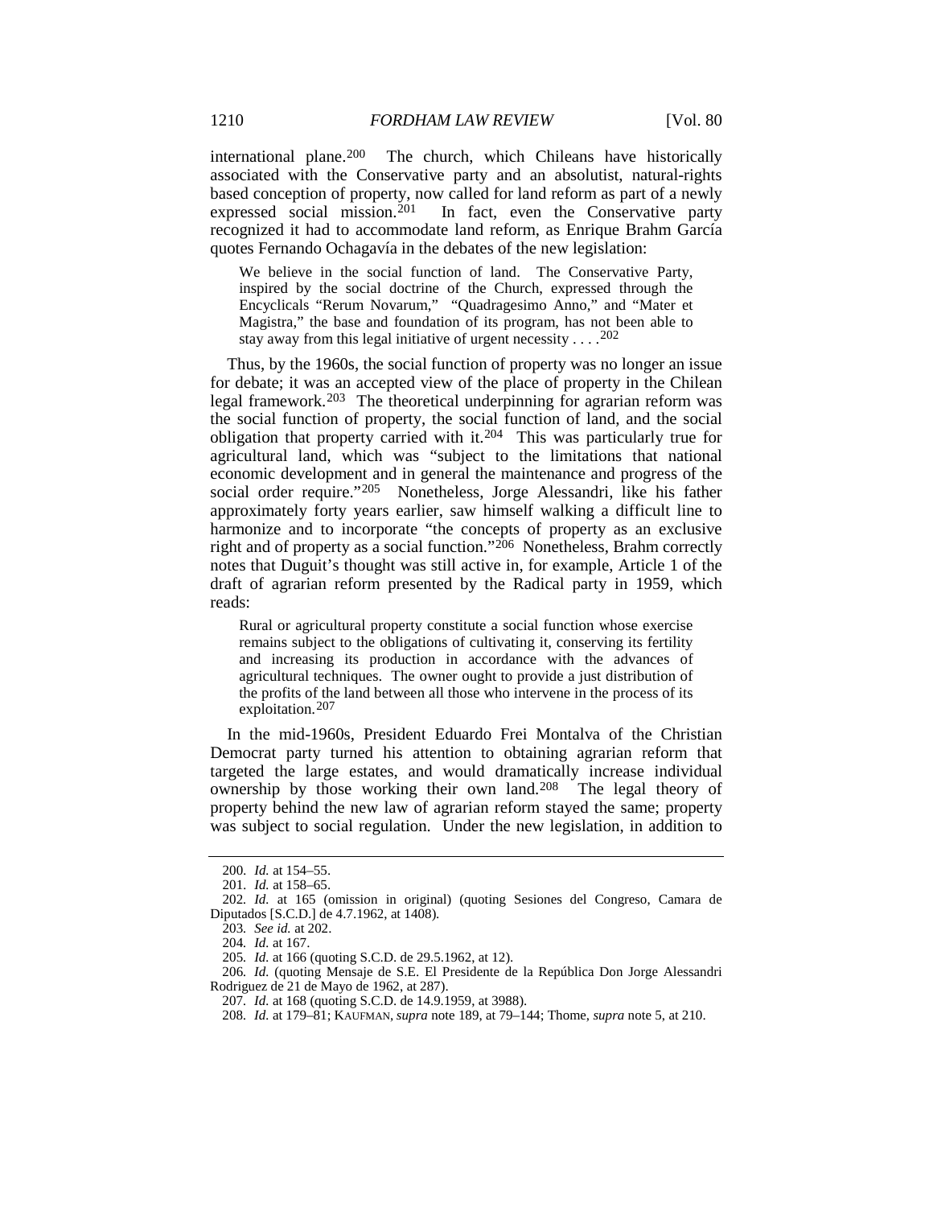international plane.[200] The church, which Chileans have historically associated with the Conservative party and an absolutist, natural-rights based conception of property, now called for land reform as part of a newly expressed social mission.[201] In fact, even the Conservative party recognized it had to accommodate land reform, as Enrique Brahm García quotes Fernando Ochagavía in the debates of the new legislation:

> We believe in the social function of land. The Conservative Party, inspired by the social doctrine of the Church, expressed through the Encyclicals "Rerum Novarum," "Quadragesimo Anno," and "Mater et Magistra," the base and foundation of its program, has not been able to stay away from this legal initiative of urgent necessity . . . .[202]

Thus, by the 1960s, the social function of property was no longer an issue for debate; it was an accepted view of the place of property in the Chilean legal framework.[203] The theoretical underpinning for agrarian reform was the social function of property, the social function of land, and the social obligation that property carried with it.[204] This was particularly true for agricultural land, which was "subject to the limitations that national economic development and in general the maintenance and progress of the social order require."[205] Nonetheless, Jorge Alessandri, like his father approximately forty years earlier, saw himself walking a difficult line to harmonize and to incorporate "the concepts of property as an exclusive right and of property as a social function."[206] Nonetheless, Brahm correctly notes that Duguit's thought was still active in, for example, Article 1 of the draft of agrarian reform presented by the Radical party in 1959, which reads:

> Rural or agricultural property constitute a social function whose exercise remains subject to the obligations of cultivating it, conserving its fertility and increasing its production in accordance with the advances of agricultural techniques. The owner ought to provide a just distribution of the profits of the land between all those who intervene in the process of its exploitation.[207]

In the mid-1960s, President Eduardo Frei Montalva of the Christian Democrat party turned his attention to obtaining agrarian reform that targeted the large estates, and would dramatically increase individual ownership by those working their own land.[208] The legal theory of property behind the new law of agrarian reform stayed the same; property was subject to social regulation. Under the new legislation, in addition to

---

200. *Id.* at 154–55.

201. *Id.* at 158–65.

202. *Id.* at 165 (omission in original) (quoting Sesiones del Congreso, Camara de Diputados [S.C.D.] de 4.7.1962, at 1408).

203. *See id.* at 202.

204. *Id.* at 167.

205. *Id.* at 166 (quoting S.C.D. de 29.5.1962, at 12).

206. *Id.* (quoting Mensaje de S.E. El Presidente de la República Don Jorge Alessandri Rodriguez de 21 de Mayo de 1962, at 287).

207. *Id.* at 168 (quoting S.C.D. de 14.9.1959, at 3988).

208. *Id.* at 179–81; KAUFMAN, *supra* note 189, at 79–144; Thome, *supra* note 5, at 210.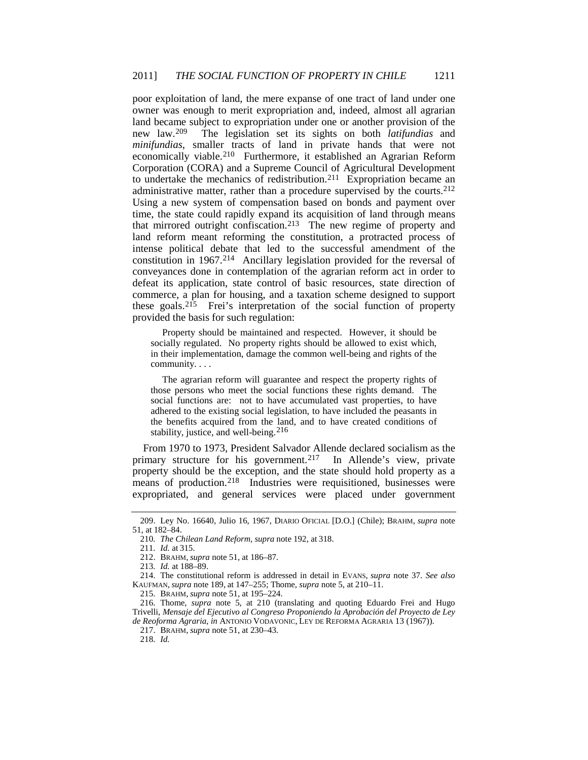poor exploitation of land, the mere expanse of one tract of land under one owner was enough to merit expropriation and, indeed, almost all agrarian land became subject to expropriation under one or another provision of the new law.[209] The legislation set its sights on both *latifundias* and *minifundias*, smaller tracts of land in private hands that were not economically viable.[210] Furthermore, it established an Agrarian Reform Corporation (CORA) and a Supreme Council of Agricultural Development to undertake the mechanics of redistribution.[211] Expropriation became an administrative matter, rather than a procedure supervised by the courts.[212] Using a new system of compensation based on bonds and payment over time, the state could rapidly expand its acquisition of land through means that mirrored outright confiscation.[213] The new regime of property and land reform meant reforming the constitution, a protracted process of intense political debate that led to the successful amendment of the constitution in 1967.[214] Ancillary legislation provided for the reversal of conveyances done in contemplation of the agrarian reform act in order to defeat its application, state control of basic resources, state direction of commerce, a plan for housing, and a taxation scheme designed to support these goals.[215] Frei's interpretation of the social function of property provided the basis for such regulation:

> Property should be maintained and respected. However, it should be socially regulated. No property rights should be allowed to exist which, in their implementation, damage the common well-being and rights of the community. . . .
>
> The agrarian reform will guarantee and respect the property rights of those persons who meet the social functions these rights demand. The social functions are: not to have accumulated vast properties, to have adhered to the existing social legislation, to have included the peasants in the benefits acquired from the land, and to have created conditions of stability, justice, and well-being.[216]

From 1970 to 1973, President Salvador Allende declared socialism as the primary structure for his government.[217] In Allende's view, private property should be the exception, and the state should hold property as a means of production.[218] Industries were requisitioned, businesses were expropriated, and general services were placed under government

---

209. Ley No. 16640, Julio 16, 1967, DIARIO OFICIAL [D.O.] (Chile); BRAHM, *supra* note 51, at 182–84.

210. *The Chilean Land Reform*, *supra* note 192, at 318.

211. *Id.* at 315.

212. BRAHM, *supra* note 51, at 186–87.

213. *Id.* at 188–89.

214. The constitutional reform is addressed in detail in EVANS, *supra* note 37. *See also* KAUFMAN, *supra* note 189, at 147–255; Thome, *supra* note 5, at 210–11.

215. BRAHM, *supra* note 51, at 195–224.

216. Thome, *supra* note 5, at 210 (translating and quoting Eduardo Frei and Hugo Trivelli, *Mensaje del Ejecutivo al Congreso Proponiendo la Aprobación del Proyecto de Ley de Reoforma Agraria*, *in* ANTONIO VODAVONIC, LEY DE REFORMA AGRARIA 13 (1967)).

217. BRAHM, *supra* note 51, at 230–43.

218. *Id.*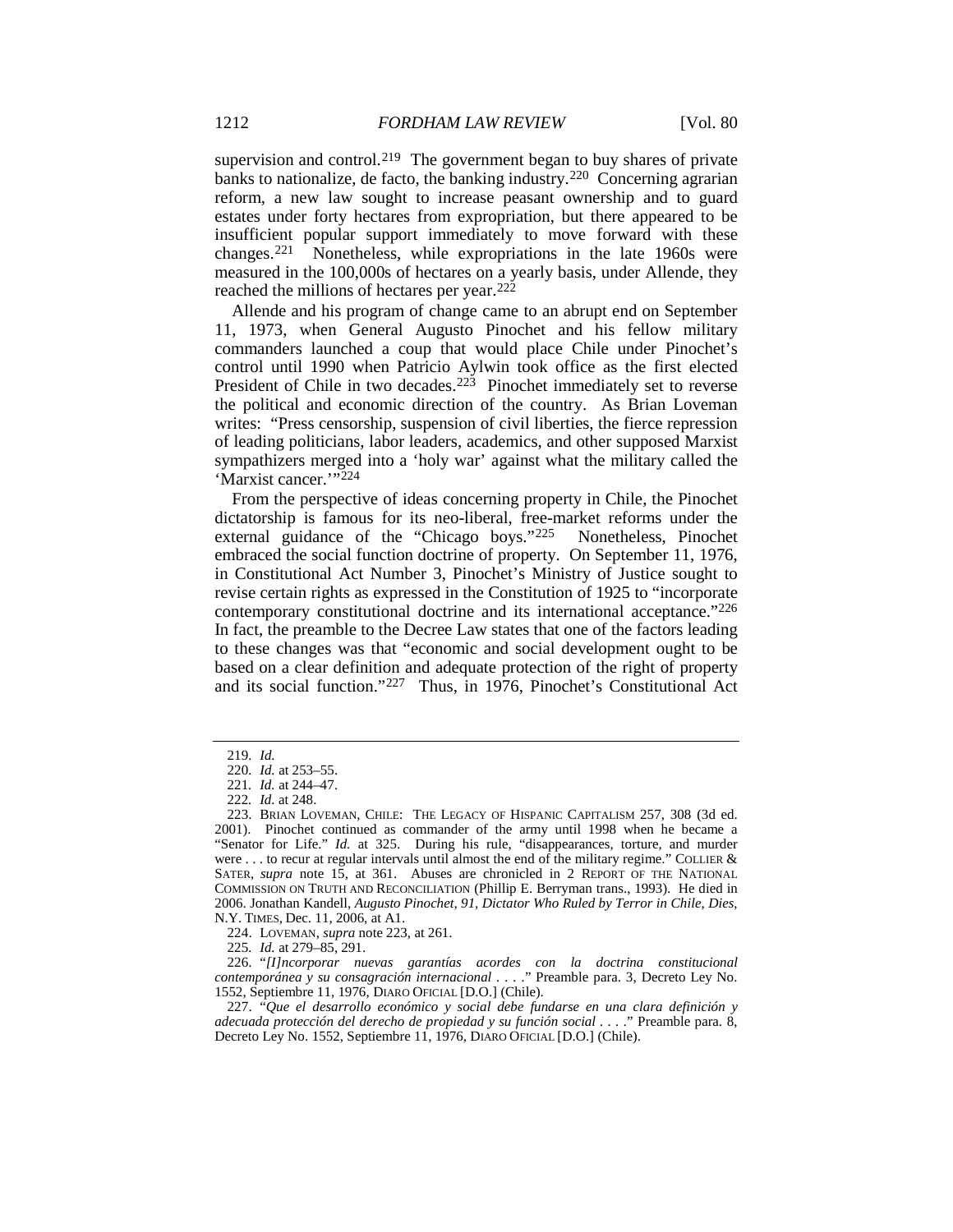supervision and control.[219] The government began to buy shares of private banks to nationalize, de facto, the banking industry.[220] Concerning agrarian reform, a new law sought to increase peasant ownership and to guard estates under forty hectares from expropriation, but there appeared to be insufficient popular support immediately to move forward with these changes.[221] Nonetheless, while expropriations in the late 1960s were measured in the 100,000s of hectares on a yearly basis, under Allende, they reached the millions of hectares per year.[222]

Allende and his program of change came to an abrupt end on September 11, 1973, when General Augusto Pinochet and his fellow military commanders launched a coup that would place Chile under Pinochet's control until 1990 when Patricio Aylwin took office as the first elected President of Chile in two decades.[223] Pinochet immediately set to reverse the political and economic direction of the country. As Brian Loveman writes: "Press censorship, suspension of civil liberties, the fierce repression of leading politicians, labor leaders, academics, and other supposed Marxist sympathizers merged into a 'holy war' against what the military called the 'Marxist cancer.'"[224]

From the perspective of ideas concerning property in Chile, the Pinochet dictatorship is famous for its neo-liberal, free-market reforms under the external guidance of the "Chicago boys."[225] Nonetheless, Pinochet embraced the social function doctrine of property. On September 11, 1976, in Constitutional Act Number 3, Pinochet's Ministry of Justice sought to revise certain rights as expressed in the Constitution of 1925 to "incorporate contemporary constitutional doctrine and its international acceptance."[226] In fact, the preamble to the Decree Law states that one of the factors leading to these changes was that "economic and social development ought to be based on a clear definition and adequate protection of the right of property and its social function."[227] Thus, in 1976, Pinochet's Constitutional Act

---

219. *Id.*

220. *Id.* at 253–55.

221. *Id.* at 244–47.

222. *Id.* at 248.

223. BRIAN LOVEMAN, CHILE: THE LEGACY OF HISPANIC CAPITALISM 257, 308 (3d ed. 2001). Pinochet continued as commander of the army until 1998 when he became a "Senator for Life." *Id.* at 325. During his rule, "disappearances, torture, and murder were . . . to recur at regular intervals until almost the end of the military regime." COLLIER & SATER, *supra* note 15, at 361. Abuses are chronicled in 2 REPORT OF THE NATIONAL COMMISSION ON TRUTH AND RECONCILIATION (Phillip E. Berryman trans., 1993). He died in 2006. Jonathan Kandell, *Augusto Pinochet, 91, Dictator Who Ruled by Terror in Chile, Dies*, N.Y. TIMES, Dec. 11, 2006, at A1.

224. LOVEMAN, *supra* note 223, at 261.

225. *Id.* at 279–85, 291.

226. "*[I]ncorporar nuevas garantías acordes con la doctrina constitucional contemporánea y su consagración internacional* . . . ." Preamble para. 3, Decreto Ley No. 1552, Septiembre 11, 1976, DIARO OFICIAL [D.O.] (Chile).

227. "*Que el desarrollo económico y social debe fundarse en una clara definición y adecuada protección del derecho de propiedad y su función social* . . . ." Preamble para. 8, Decreto Ley No. 1552, Septiembre 11, 1976, DIARO OFICIAL [D.O.] (Chile).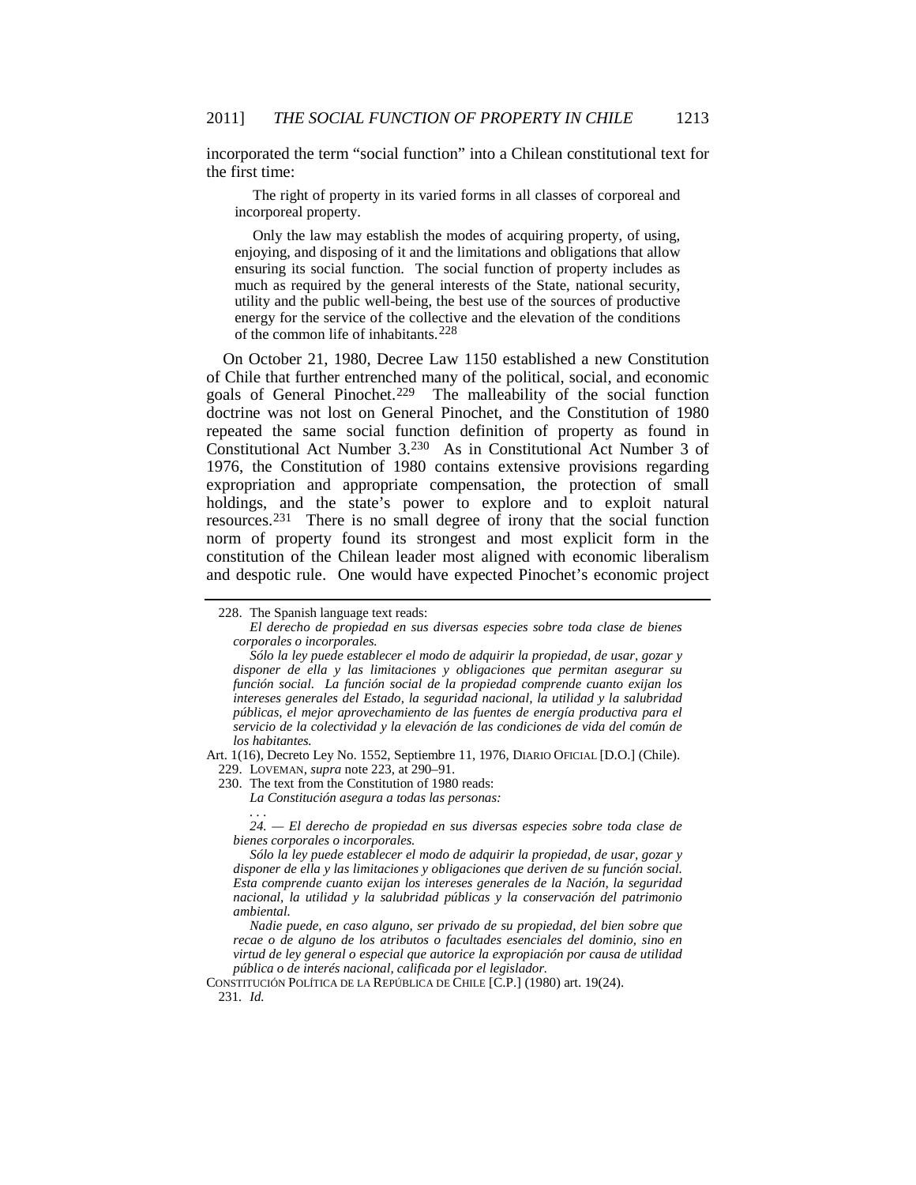incorporated the term "social function" into a Chilean constitutional text for the first time:

> The right of property in its varied forms in all classes of corporeal and incorporeal property.
>
> Only the law may establish the modes of acquiring property, of using, enjoying, and disposing of it and the limitations and obligations that allow ensuring its social function. The social function of property includes as much as required by the general interests of the State, national security, utility and the public well-being, the best use of the sources of productive energy for the service of the collective and the elevation of the conditions of the common life of inhabitants.[228]

On October 21, 1980, Decree Law 1150 established a new Constitution of Chile that further entrenched many of the political, social, and economic goals of General Pinochet.[229] The malleability of the social function doctrine was not lost on General Pinochet, and the Constitution of 1980 repeated the same social function definition of property as found in Constitutional Act Number 3.[230] As in Constitutional Act Number 3 of 1976, the Constitution of 1980 contains extensive provisions regarding expropriation and appropriate compensation, the protection of small holdings, and the state's power to explore and to exploit natural resources.[231] There is no small degree of irony that the social function norm of property found its strongest and most explicit form in the constitution of the Chilean leader most aligned with economic liberalism and despotic rule. One would have expected Pinochet's economic project

---

228. The Spanish language text reads:

> *El derecho de propiedad en sus diversas especies sobre toda clase de bienes corporales o incorporales.*
>
> *Sólo la ley puede establecer el modo de adquirir la propiedad, de usar, gozar y disponer de ella y las limitaciones y obligaciones que permitan asegurar su función social. La función social de la propiedad comprende cuanto exijan los intereses generales del Estado, la seguridad nacional, la utilidad y la salubridad públicas, el mejor aprovechamiento de las fuentes de energía productiva para el servicio de la colectividad y la elevación de las condiciones de vida del común de los habitantes.*

Art. 1(16), Decreto Ley No. 1552, Septiembre 11, 1976, DIARIO OFICIAL [D.O.] (Chile).

229. LOVEMAN, *supra* note 223, at 290–91.

230. The text from the Constitution of 1980 reads:

> *La Constitución asegura a todas las personas:*
>
> . . .
>
> *24. — El derecho de propiedad en sus diversas especies sobre toda clase de bienes corporales o incorporales.*
>
> *Sólo la ley puede establecer el modo de adquirir la propiedad, de usar, gozar y disponer de ella y las limitaciones y obligaciones que deriven de su función social. Esta comprende cuanto exijan los intereses generales de la Nación, la seguridad nacional, la utilidad y la salubridad públicas y la conservación del patrimonio ambiental.*
>
> *Nadie puede, en caso alguno, ser privado de su propiedad, del bien sobre que recae o de alguno de los atributos o facultades esenciales del dominio, sino en virtud de ley general o especial que autorice la expropiación por causa de utilidad pública o de interés nacional, calificada por el legislador.*

CONSTITUCIÓN POLÍTICA DE LA REPÚBLICA DE CHILE [C.P.] (1980) art. 19(24).

231. *Id.*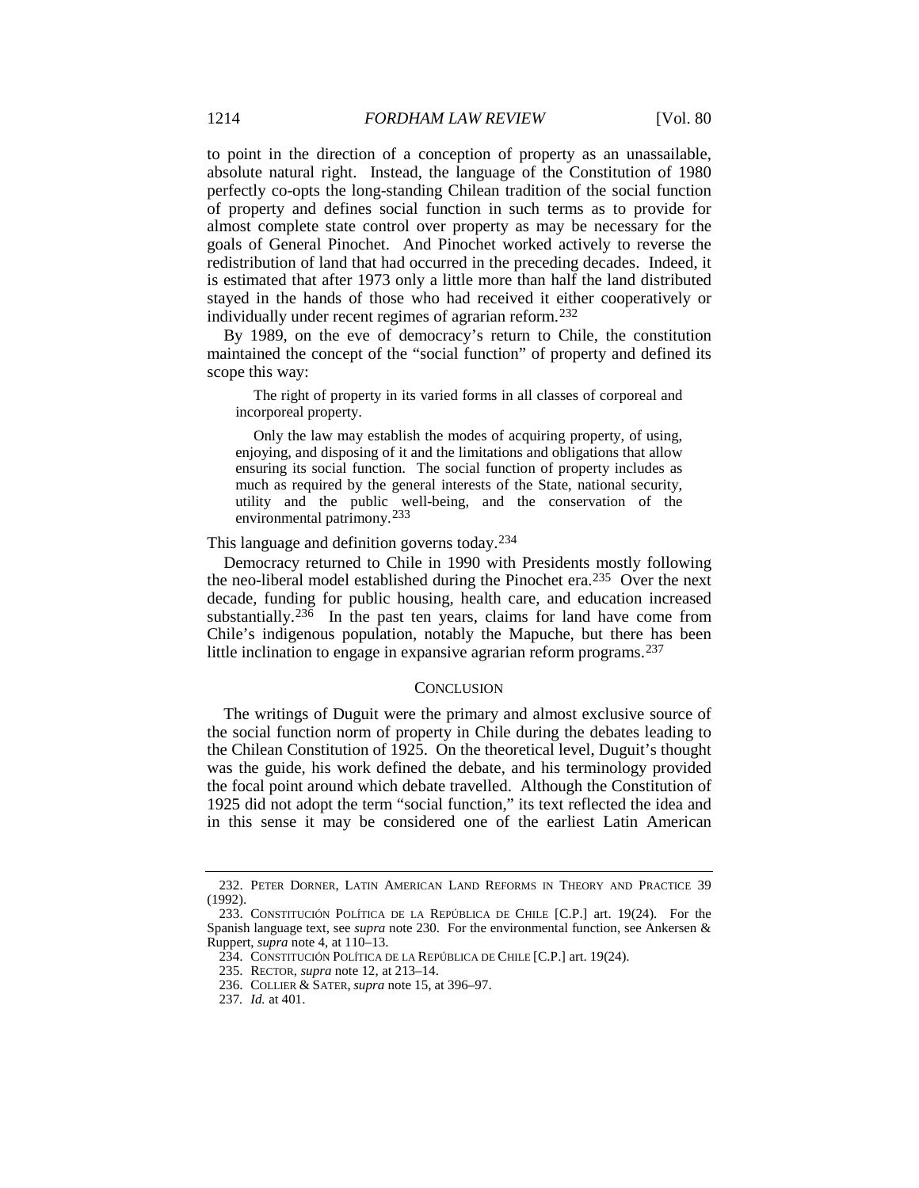to point in the direction of a conception of property as an unassailable, absolute natural right. Instead, the language of the Constitution of 1980 perfectly co-opts the long-standing Chilean tradition of the social function of property and defines social function in such terms as to provide for almost complete state control over property as may be necessary for the goals of General Pinochet. And Pinochet worked actively to reverse the redistribution of land that had occurred in the preceding decades. Indeed, it is estimated that after 1973 only a little more than half the land distributed stayed in the hands of those who had received it either cooperatively or individually under recent regimes of agrarian reform.[232]

By 1989, on the eve of democracy's return to Chile, the constitution maintained the concept of the "social function" of property and defined its scope this way:

> The right of property in its varied forms in all classes of corporeal and incorporeal property.
>
> Only the law may establish the modes of acquiring property, of using, enjoying, and disposing of it and the limitations and obligations that allow ensuring its social function. The social function of property includes as much as required by the general interests of the State, national security, utility and the public well-being, and the conservation of the environmental patrimony.[233]

This language and definition governs today.[234]

Democracy returned to Chile in 1990 with Presidents mostly following the neo-liberal model established during the Pinochet era.[235] Over the next decade, funding for public housing, health care, and education increased substantially.[236] In the past ten years, claims for land have come from Chile's indigenous population, notably the Mapuche, but there has been little inclination to engage in expansive agrarian reform programs.[237]

## CONCLUSION

The writings of Duguit were the primary and almost exclusive source of the social function norm of property in Chile during the debates leading to the Chilean Constitution of 1925. On the theoretical level, Duguit's thought was the guide, his work defined the debate, and his terminology provided the focal point around which debate travelled. Although the Constitution of 1925 did not adopt the term "social function," its text reflected the idea and in this sense it may be considered one of the earliest Latin American

---

232. PETER DORNER, LATIN AMERICAN LAND REFORMS IN THEORY AND PRACTICE 39 (1992).

233. CONSTITUCIÓN POLÍTICA DE LA REPÚBLICA DE CHILE [C.P.] art. 19(24). For the Spanish language text, see *supra* note 230. For the environmental function, see Ankersen & Ruppert, *supra* note 4, at 110–13.

234. CONSTITUCIÓN POLÍTICA DE LA REPÚBLICA DE CHILE [C.P.] art. 19(24).

235. RECTOR, *supra* note 12, at 213–14.

236. COLLIER & SATER, *supra* note 15, at 396–97.

237. *Id.* at 401.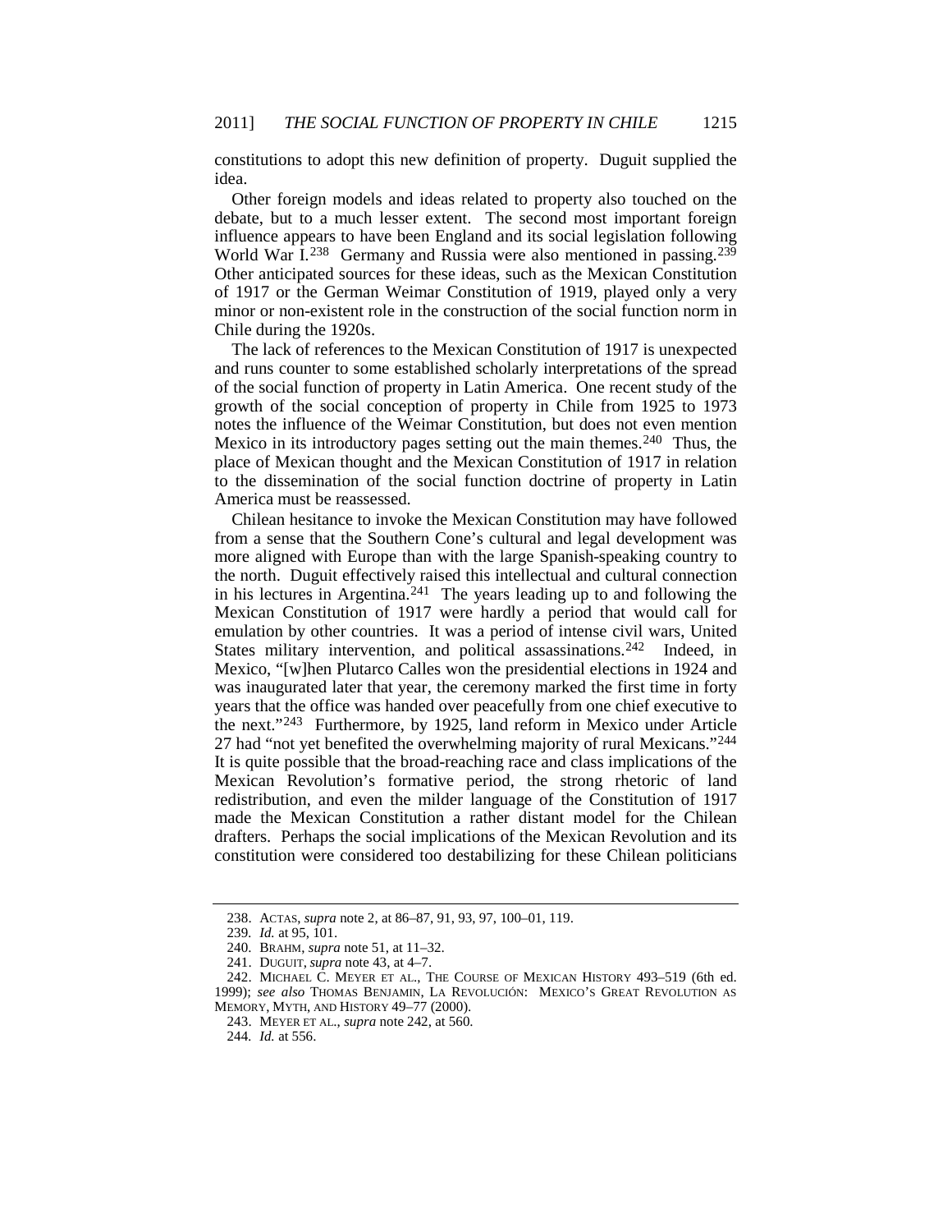constitutions to adopt this new definition of property. Duguit supplied the idea.

Other foreign models and ideas related to property also touched on the debate, but to a much lesser extent. The second most important foreign influence appears to have been England and its social legislation following World War I.[238] Germany and Russia were also mentioned in passing.[239] Other anticipated sources for these ideas, such as the Mexican Constitution of 1917 or the German Weimar Constitution of 1919, played only a very minor or non-existent role in the construction of the social function norm in Chile during the 1920s.

The lack of references to the Mexican Constitution of 1917 is unexpected and runs counter to some established scholarly interpretations of the spread of the social function of property in Latin America. One recent study of the growth of the social conception of property in Chile from 1925 to 1973 notes the influence of the Weimar Constitution, but does not even mention Mexico in its introductory pages setting out the main themes.[240] Thus, the place of Mexican thought and the Mexican Constitution of 1917 in relation to the dissemination of the social function doctrine of property in Latin America must be reassessed.

Chilean hesitance to invoke the Mexican Constitution may have followed from a sense that the Southern Cone's cultural and legal development was more aligned with Europe than with the large Spanish-speaking country to the north. Duguit effectively raised this intellectual and cultural connection in his lectures in Argentina.[241] The years leading up to and following the Mexican Constitution of 1917 were hardly a period that would call for emulation by other countries. It was a period of intense civil wars, United States military intervention, and political assassinations.[242] Indeed, in Mexico, "[w]hen Plutarco Calles won the presidential elections in 1924 and was inaugurated later that year, the ceremony marked the first time in forty years that the office was handed over peacefully from one chief executive to the next."[243] Furthermore, by 1925, land reform in Mexico under Article 27 had "not yet benefited the overwhelming majority of rural Mexicans."[244] It is quite possible that the broad-reaching race and class implications of the Mexican Revolution's formative period, the strong rhetoric of land redistribution, and even the milder language of the Constitution of 1917 made the Mexican Constitution a rather distant model for the Chilean drafters. Perhaps the social implications of the Mexican Revolution and its constitution were considered too destabilizing for these Chilean politicians

---

238. ACTAS, *supra* note 2, at 86–87, 91, 93, 97, 100–01, 119.

239. *Id.* at 95, 101.

240. BRAHM, *supra* note 51, at 11–32.

241. DUGUIT, *supra* note 43, at 4–7.

242. MICHAEL C. MEYER ET AL., THE COURSE OF MEXICAN HISTORY 493–519 (6th ed. 1999); *see also* THOMAS BENJAMIN, LA REVOLUCIÓN: MEXICO'S GREAT REVOLUTION AS MEMORY, MYTH, AND HISTORY 49–77 (2000).

243. MEYER ET AL., *supra* note 242, at 560.

244. *Id.* at 556.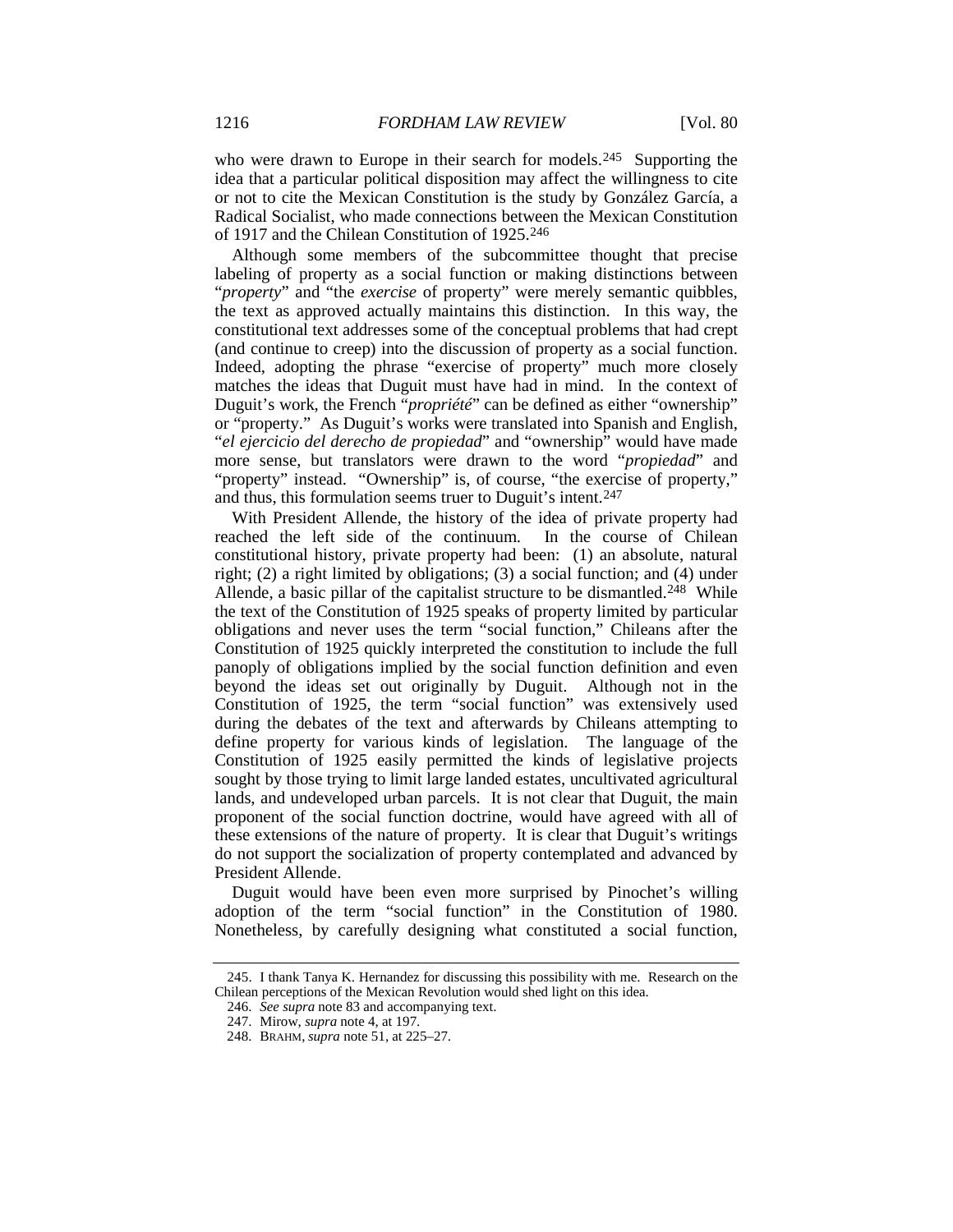who were drawn to Europe in their search for models.[245] Supporting the idea that a particular political disposition may affect the willingness to cite or not to cite the Mexican Constitution is the study by González García, a Radical Socialist, who made connections between the Mexican Constitution of 1917 and the Chilean Constitution of 1925.[246]

Although some members of the subcommittee thought that precise labeling of property as a social function or making distinctions between "*property*" and "the *exercise* of property" were merely semantic quibbles, the text as approved actually maintains this distinction. In this way, the constitutional text addresses some of the conceptual problems that had crept (and continue to creep) into the discussion of property as a social function. Indeed, adopting the phrase "exercise of property" much more closely matches the ideas that Duguit must have had in mind. In the context of Duguit's work, the French "*propriété*" can be defined as either "ownership" or "property." As Duguit's works were translated into Spanish and English, "*el ejercicio del derecho de propiedad*" and "ownership" would have made more sense, but translators were drawn to the word "*propiedad*" and "property" instead. "Ownership" is, of course, "the exercise of property," and thus, this formulation seems truer to Duguit's intent.[247]

With President Allende, the history of the idea of private property had reached the left side of the continuum. In the course of Chilean constitutional history, private property had been: (1) an absolute, natural right; (2) a right limited by obligations; (3) a social function; and (4) under Allende, a basic pillar of the capitalist structure to be dismantled.[248] While the text of the Constitution of 1925 speaks of property limited by particular obligations and never uses the term "social function," Chileans after the Constitution of 1925 quickly interpreted the constitution to include the full panoply of obligations implied by the social function definition and even beyond the ideas set out originally by Duguit. Although not in the Constitution of 1925, the term "social function" was extensively used during the debates of the text and afterwards by Chileans attempting to define property for various kinds of legislation. The language of the Constitution of 1925 easily permitted the kinds of legislative projects sought by those trying to limit large landed estates, uncultivated agricultural lands, and undeveloped urban parcels. It is not clear that Duguit, the main proponent of the social function doctrine, would have agreed with all of these extensions of the nature of property. It is clear that Duguit's writings do not support the socialization of property contemplated and advanced by President Allende.

Duguit would have been even more surprised by Pinochet's willing adoption of the term "social function" in the Constitution of 1980. Nonetheless, by carefully designing what constituted a social function,

---

245. I thank Tanya K. Hernandez for discussing this possibility with me. Research on the Chilean perceptions of the Mexican Revolution would shed light on this idea.

246. *See supra* note 83 and accompanying text.

247. Mirow, *supra* note 4, at 197.

248. BRAHM, *supra* note 51, at 225–27.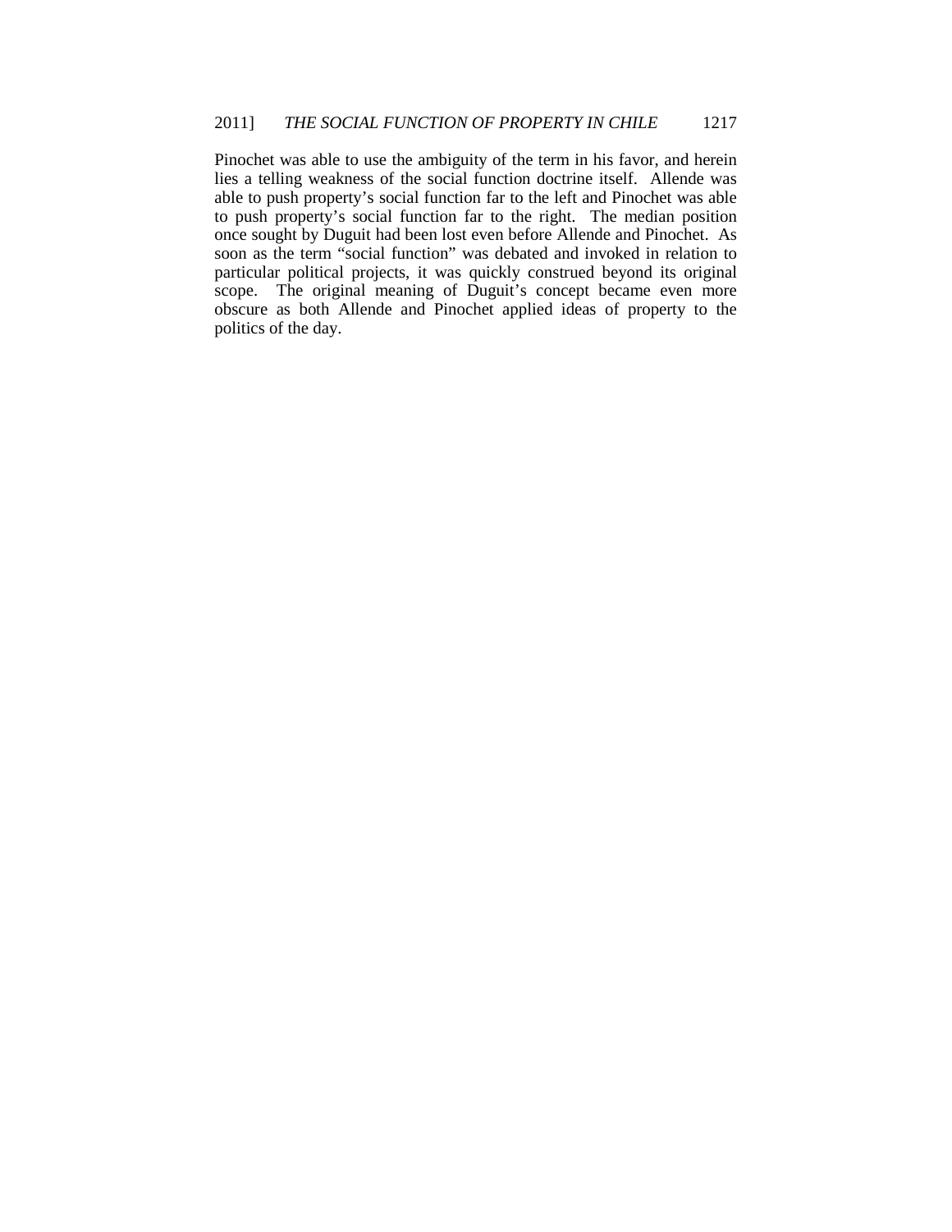Pinochet was able to use the ambiguity of the term in his favor, and herein lies a telling weakness of the social function doctrine itself. Allende was able to push property's social function far to the left and Pinochet was able to push property's social function far to the right. The median position once sought by Duguit had been lost even before Allende and Pinochet. As soon as the term "social function" was debated and invoked in relation to particular political projects, it was quickly construed beyond its original scope. The original meaning of Duguit's concept became even more obscure as both Allende and Pinochet applied ideas of property to the politics of the day.